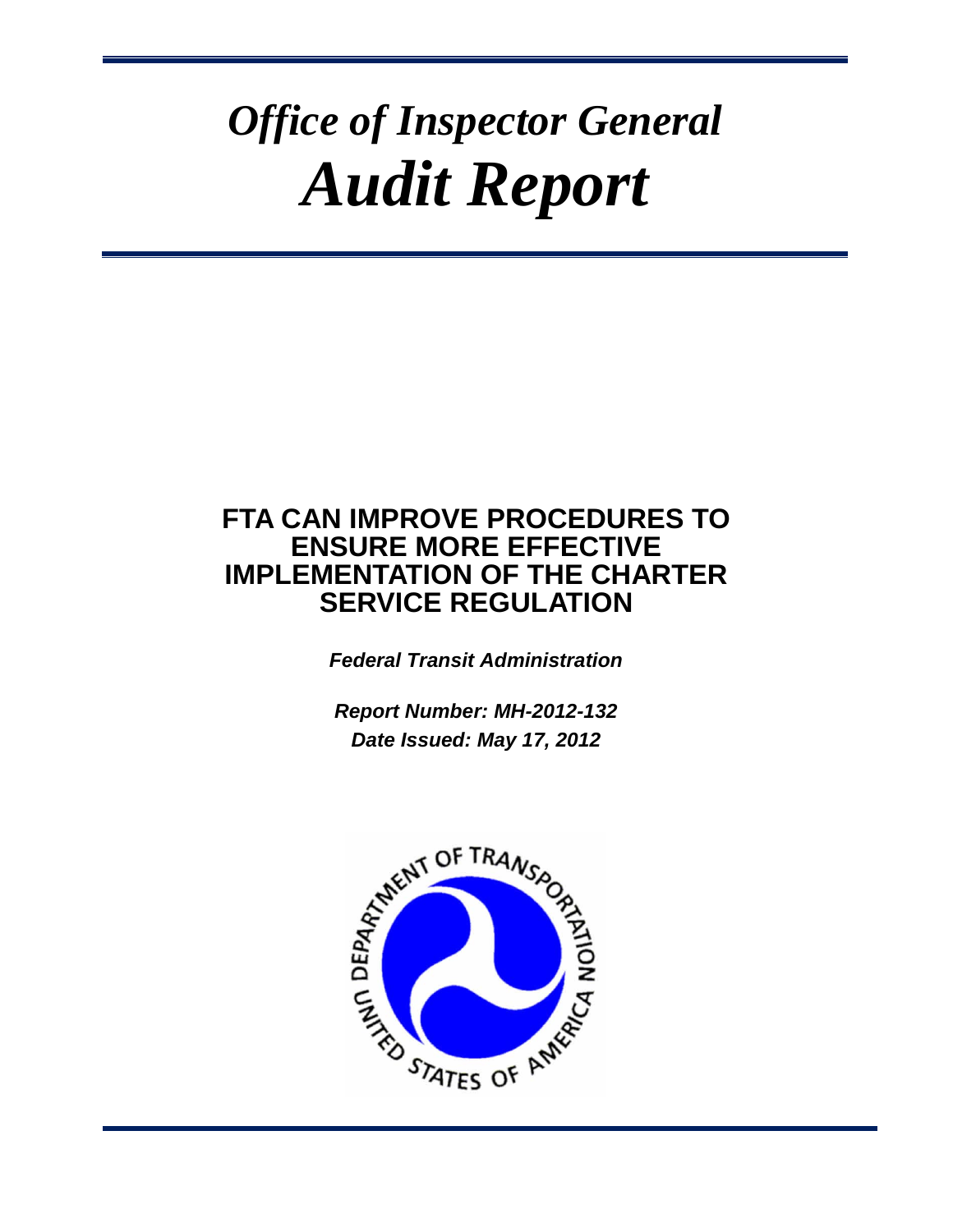# *Office of Inspector General*
# *Audit Report*

## FTA CAN IMPROVE PROCEDURES TO ENSURE MORE EFFECTIVE IMPLEMENTATION OF THE CHARTER SERVICE REGULATION

***Federal Transit Administration***

***Report Number: MH-2012-132***
***Date Issued: May 17, 2012***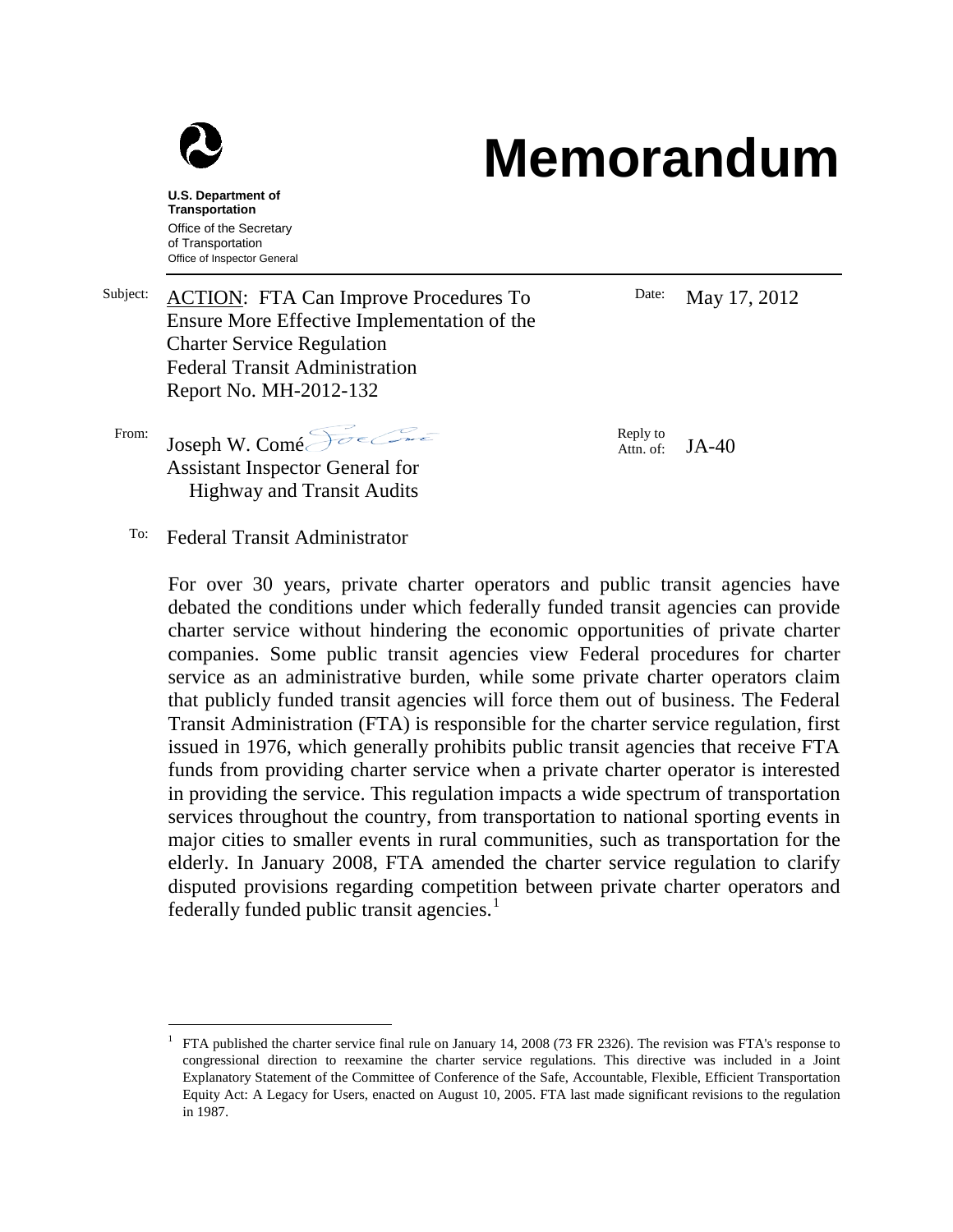# Memorandum

**U.S. Department of Transportation**
Office of the Secretary of Transportation
Office of Inspector General

Subject: ACTION: FTA Can Improve Procedures To Ensure More Effective Implementation of the Charter Service Regulation
Federal Transit Administration
Report No. MH-2012-132

Date: May 17, 2012

From: Joseph W. Comé
Assistant Inspector General for Highway and Transit Audits

Reply to Attn. of: JA-40

To: Federal Transit Administrator

For over 30 years, private charter operators and public transit agencies have debated the conditions under which federally funded transit agencies can provide charter service without hindering the economic opportunities of private charter companies. Some public transit agencies view Federal procedures for charter service as an administrative burden, while some private charter operators claim that publicly funded transit agencies will force them out of business. The Federal Transit Administration (FTA) is responsible for the charter service regulation, first issued in 1976, which generally prohibits public transit agencies that receive FTA funds from providing charter service when a private charter operator is interested in providing the service. This regulation impacts a wide spectrum of transportation services throughout the country, from transportation to national sporting events in major cities to smaller events in rural communities, such as transportation for the elderly. In January 2008, FTA amended the charter service regulation to clarify disputed provisions regarding competition between private charter operators and federally funded public transit agencies.[1]

[1] FTA published the charter service final rule on January 14, 2008 (73 FR 2326). The revision was FTA's response to congressional direction to reexamine the charter service regulations. This directive was included in a Joint Explanatory Statement of the Committee of Conference of the Safe, Accountable, Flexible, Efficient Transportation Equity Act: A Legacy for Users, enacted on August 10, 2005. FTA last made significant revisions to the regulation in 1987.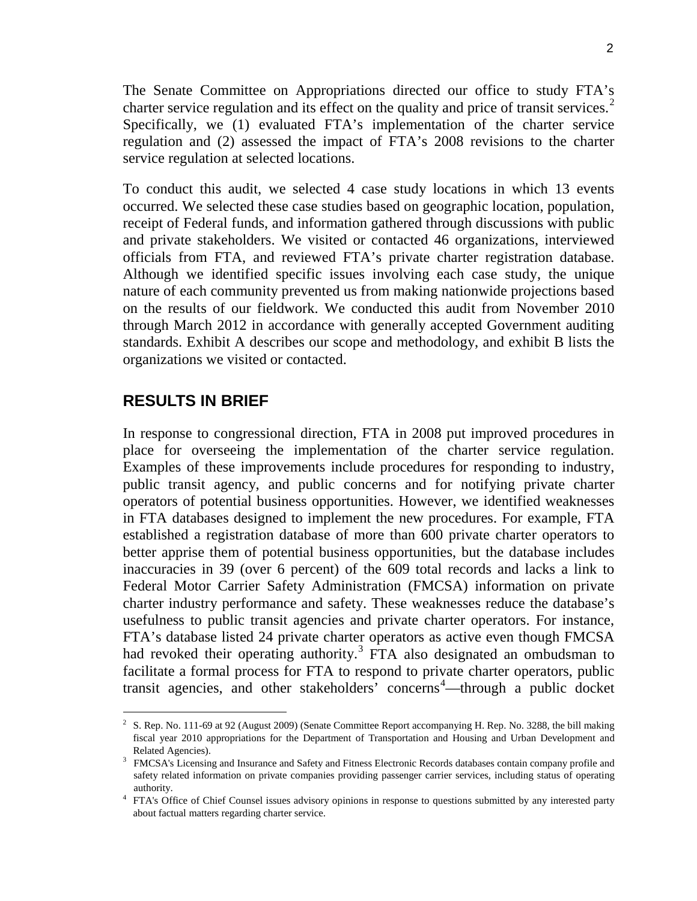The Senate Committee on Appropriations directed our office to study FTA's charter service regulation and its effect on the quality and price of transit services.[2] Specifically, we (1) evaluated FTA's implementation of the charter service regulation and (2) assessed the impact of FTA's 2008 revisions to the charter service regulation at selected locations.

To conduct this audit, we selected 4 case study locations in which 13 events occurred. We selected these case studies based on geographic location, population, receipt of Federal funds, and information gathered through discussions with public and private stakeholders. We visited or contacted 46 organizations, interviewed officials from FTA, and reviewed FTA's private charter registration database. Although we identified specific issues involving each case study, the unique nature of each community prevented us from making nationwide projections based on the results of our fieldwork. We conducted this audit from November 2010 through March 2012 in accordance with generally accepted Government auditing standards. Exhibit A describes our scope and methodology, and exhibit B lists the organizations we visited or contacted.

## RESULTS IN BRIEF

In response to congressional direction, FTA in 2008 put improved procedures in place for overseeing the implementation of the charter service regulation. Examples of these improvements include procedures for responding to industry, public transit agency, and public concerns and for notifying private charter operators of potential business opportunities. However, we identified weaknesses in FTA databases designed to implement the new procedures. For example, FTA established a registration database of more than 600 private charter operators to better apprise them of potential business opportunities, but the database includes inaccuracies in 39 (over 6 percent) of the 609 total records and lacks a link to Federal Motor Carrier Safety Administration (FMCSA) information on private charter industry performance and safety. These weaknesses reduce the database's usefulness to public transit agencies and private charter operators. For instance, FTA's database listed 24 private charter operators as active even though FMCSA had revoked their operating authority.[3] FTA also designated an ombudsman to facilitate a formal process for FTA to respond to private charter operators, public transit agencies, and other stakeholders' concerns[4]—through a public docket

---

[2] S. Rep. No. 111-69 at 92 (August 2009) (Senate Committee Report accompanying H. Rep. No. 3288, the bill making fiscal year 2010 appropriations for the Department of Transportation and Housing and Urban Development and Related Agencies).

[3] FMCSA's Licensing and Insurance and Safety and Fitness Electronic Records databases contain company profile and safety related information on private companies providing passenger carrier services, including status of operating authority.

[4] FTA's Office of Chief Counsel issues advisory opinions in response to questions submitted by any interested party about factual matters regarding charter service.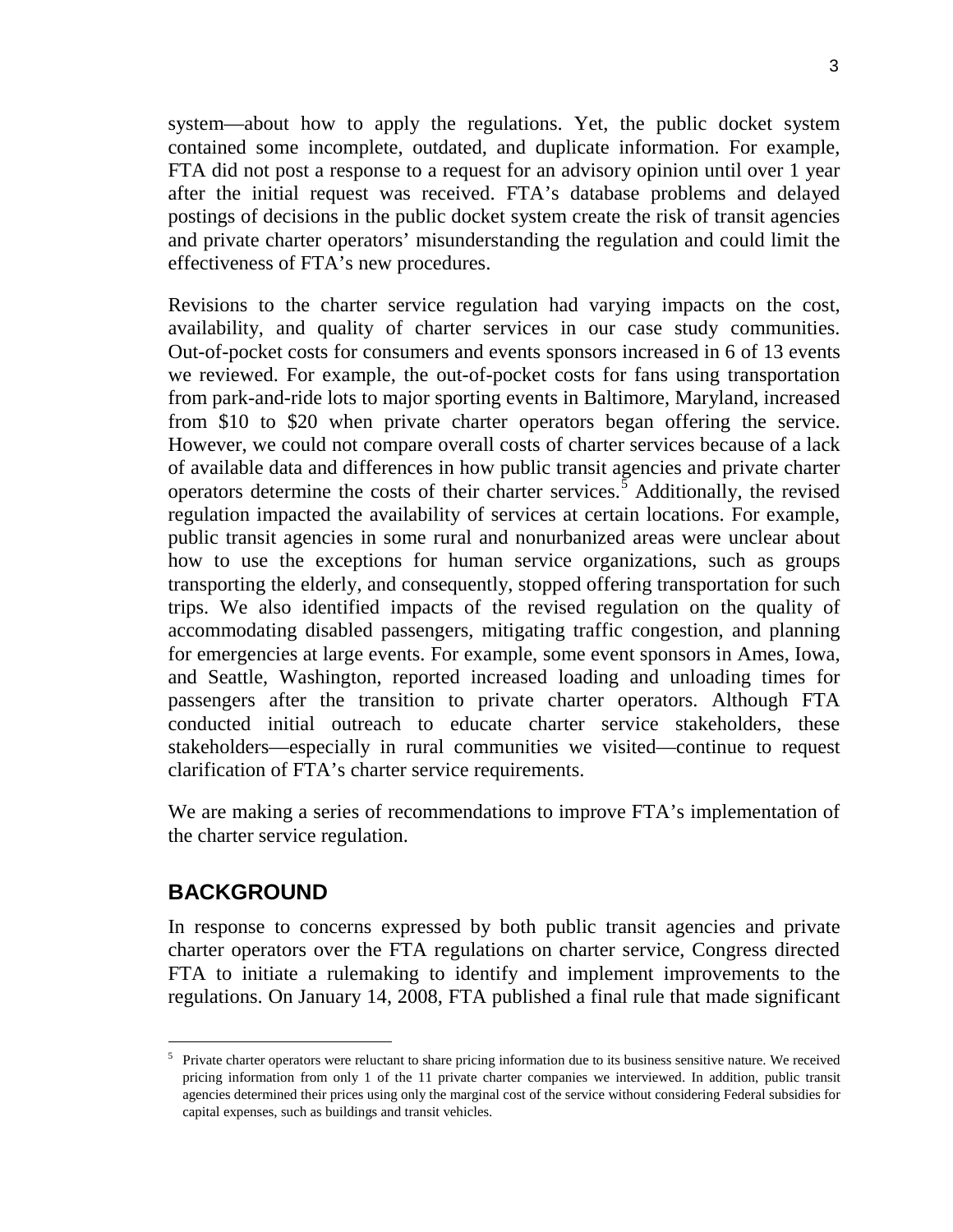system—about how to apply the regulations. Yet, the public docket system contained some incomplete, outdated, and duplicate information. For example, FTA did not post a response to a request for an advisory opinion until over 1 year after the initial request was received. FTA's database problems and delayed postings of decisions in the public docket system create the risk of transit agencies and private charter operators' misunderstanding the regulation and could limit the effectiveness of FTA's new procedures.

Revisions to the charter service regulation had varying impacts on the cost, availability, and quality of charter services in our case study communities. Out-of-pocket costs for consumers and events sponsors increased in 6 of 13 events we reviewed. For example, the out-of-pocket costs for fans using transportation from park-and-ride lots to major sporting events in Baltimore, Maryland, increased from $10 to $20 when private charter operators began offering the service. However, we could not compare overall costs of charter services because of a lack of available data and differences in how public transit agencies and private charter operators determine the costs of their charter services.[5] Additionally, the revised regulation impacted the availability of services at certain locations. For example, public transit agencies in some rural and nonurbanized areas were unclear about how to use the exceptions for human service organizations, such as groups transporting the elderly, and consequently, stopped offering transportation for such trips. We also identified impacts of the revised regulation on the quality of accommodating disabled passengers, mitigating traffic congestion, and planning for emergencies at large events. For example, some event sponsors in Ames, Iowa, and Seattle, Washington, reported increased loading and unloading times for passengers after the transition to private charter operators. Although FTA conducted initial outreach to educate charter service stakeholders, these stakeholders—especially in rural communities we visited—continue to request clarification of FTA's charter service requirements.

We are making a series of recommendations to improve FTA's implementation of the charter service regulation.

## BACKGROUND

In response to concerns expressed by both public transit agencies and private charter operators over the FTA regulations on charter service, Congress directed FTA to initiate a rulemaking to identify and implement improvements to the regulations. On January 14, 2008, FTA published a final rule that made significant

[5] Private charter operators were reluctant to share pricing information due to its business sensitive nature. We received pricing information from only 1 of the 11 private charter companies we interviewed. In addition, public transit agencies determined their prices using only the marginal cost of the service without considering Federal subsidies for capital expenses, such as buildings and transit vehicles.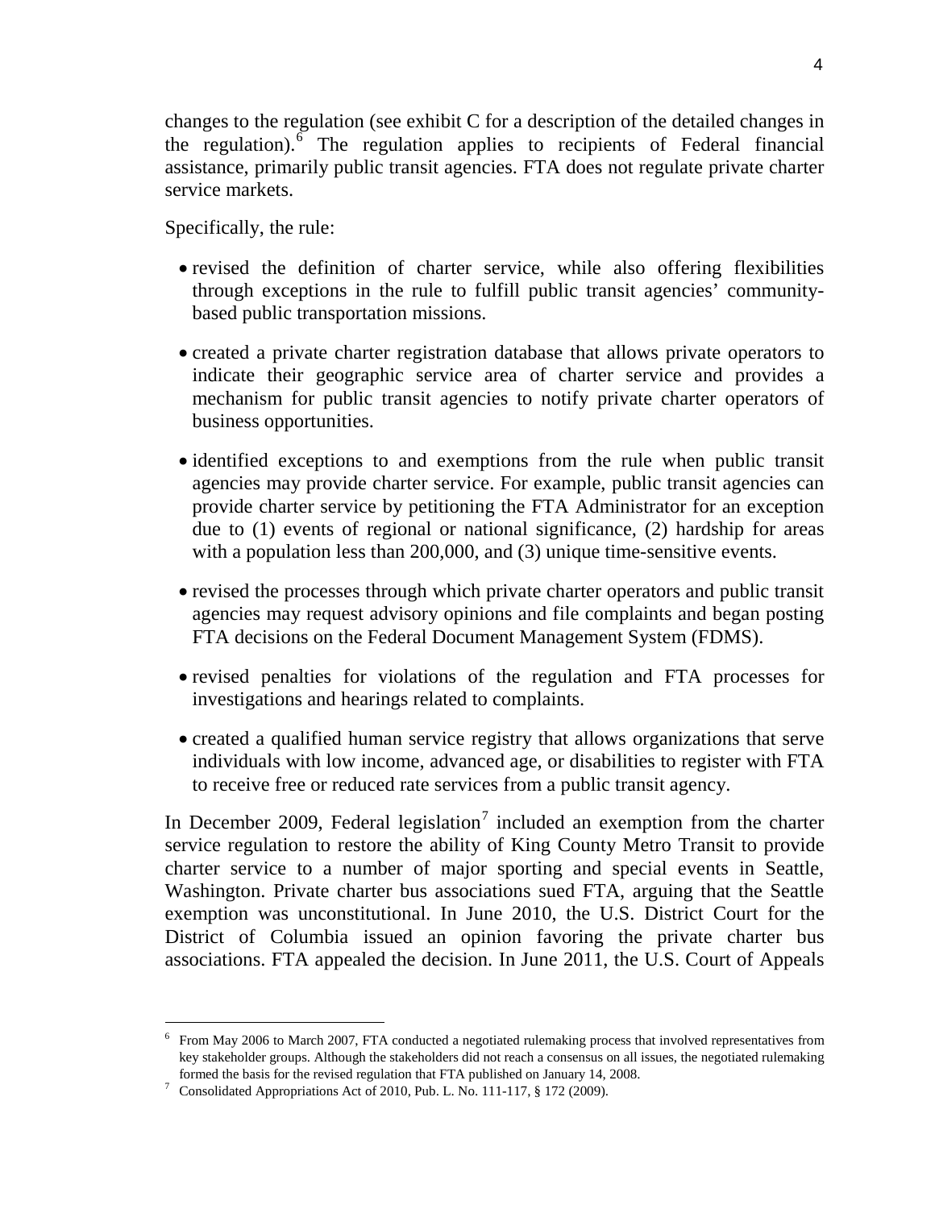changes to the regulation (see exhibit C for a description of the detailed changes in the regulation).[6] The regulation applies to recipients of Federal financial assistance, primarily public transit agencies. FTA does not regulate private charter service markets.

Specifically, the rule:

- revised the definition of charter service, while also offering flexibilities through exceptions in the rule to fulfill public transit agencies' community-based public transportation missions.
- created a private charter registration database that allows private operators to indicate their geographic service area of charter service and provides a mechanism for public transit agencies to notify private charter operators of business opportunities.
- identified exceptions to and exemptions from the rule when public transit agencies may provide charter service. For example, public transit agencies can provide charter service by petitioning the FTA Administrator for an exception due to (1) events of regional or national significance, (2) hardship for areas with a population less than 200,000, and (3) unique time-sensitive events.
- revised the processes through which private charter operators and public transit agencies may request advisory opinions and file complaints and began posting FTA decisions on the Federal Document Management System (FDMS).
- revised penalties for violations of the regulation and FTA processes for investigations and hearings related to complaints.
- created a qualified human service registry that allows organizations that serve individuals with low income, advanced age, or disabilities to register with FTA to receive free or reduced rate services from a public transit agency.

In December 2009, Federal legislation[7] included an exemption from the charter service regulation to restore the ability of King County Metro Transit to provide charter service to a number of major sporting and special events in Seattle, Washington. Private charter bus associations sued FTA, arguing that the Seattle exemption was unconstitutional. In June 2010, the U.S. District Court for the District of Columbia issued an opinion favoring the private charter bus associations. FTA appealed the decision. In June 2011, the U.S. Court of Appeals

---

[6] From May 2006 to March 2007, FTA conducted a negotiated rulemaking process that involved representatives from key stakeholder groups. Although the stakeholders did not reach a consensus on all issues, the negotiated rulemaking formed the basis for the revised regulation that FTA published on January 14, 2008.

[7] Consolidated Appropriations Act of 2010, Pub. L. No. 111-117, § 172 (2009).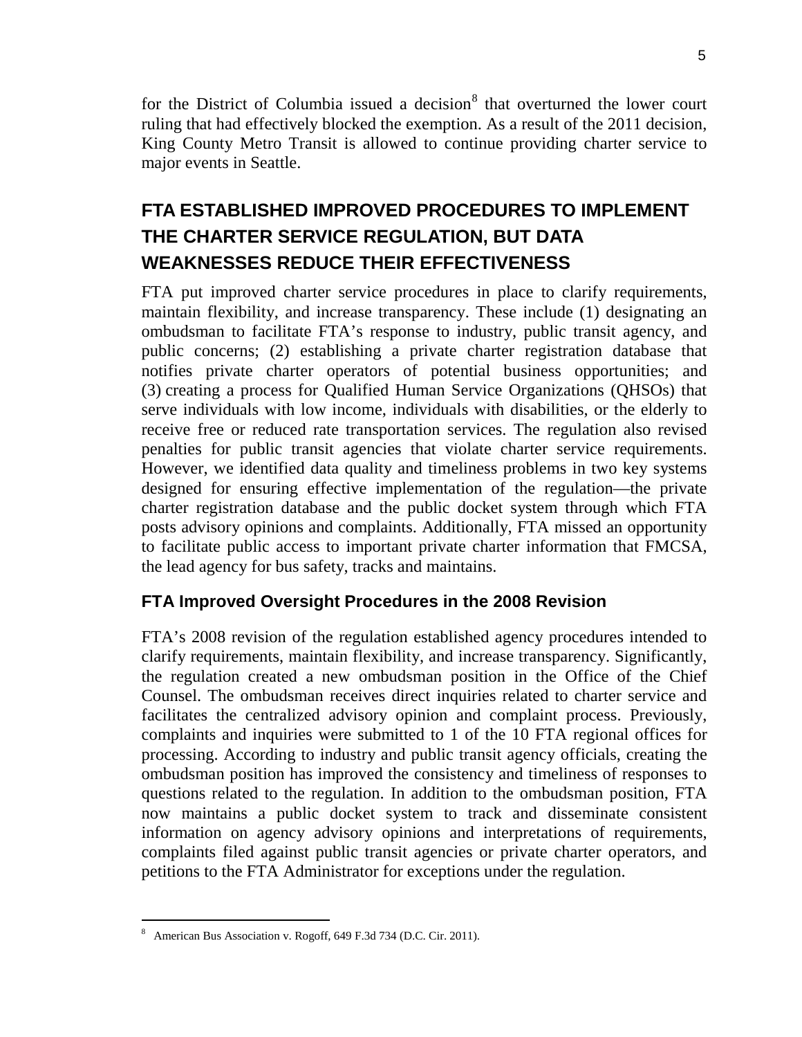for the District of Columbia issued a decision[8] that overturned the lower court ruling that had effectively blocked the exemption. As a result of the 2011 decision, King County Metro Transit is allowed to continue providing charter service to major events in Seattle.

## FTA ESTABLISHED IMPROVED PROCEDURES TO IMPLEMENT THE CHARTER SERVICE REGULATION, BUT DATA WEAKNESSES REDUCE THEIR EFFECTIVENESS

FTA put improved charter service procedures in place to clarify requirements, maintain flexibility, and increase transparency. These include (1) designating an ombudsman to facilitate FTA's response to industry, public transit agency, and public concerns; (2) establishing a private charter registration database that notifies private charter operators of potential business opportunities; and (3) creating a process for Qualified Human Service Organizations (QHSOs) that serve individuals with low income, individuals with disabilities, or the elderly to receive free or reduced rate transportation services. The regulation also revised penalties for public transit agencies that violate charter service requirements. However, we identified data quality and timeliness problems in two key systems designed for ensuring effective implementation of the regulation—the private charter registration database and the public docket system through which FTA posts advisory opinions and complaints. Additionally, FTA missed an opportunity to facilitate public access to important private charter information that FMCSA, the lead agency for bus safety, tracks and maintains.

### FTA Improved Oversight Procedures in the 2008 Revision

FTA's 2008 revision of the regulation established agency procedures intended to clarify requirements, maintain flexibility, and increase transparency. Significantly, the regulation created a new ombudsman position in the Office of the Chief Counsel. The ombudsman receives direct inquiries related to charter service and facilitates the centralized advisory opinion and complaint process. Previously, complaints and inquiries were submitted to 1 of the 10 FTA regional offices for processing. According to industry and public transit agency officials, creating the ombudsman position has improved the consistency and timeliness of responses to questions related to the regulation. In addition to the ombudsman position, FTA now maintains a public docket system to track and disseminate consistent information on agency advisory opinions and interpretations of requirements, complaints filed against public transit agencies or private charter operators, and petitions to the FTA Administrator for exceptions under the regulation.

---

[8] American Bus Association v. Rogoff, 649 F.3d 734 (D.C. Cir. 2011).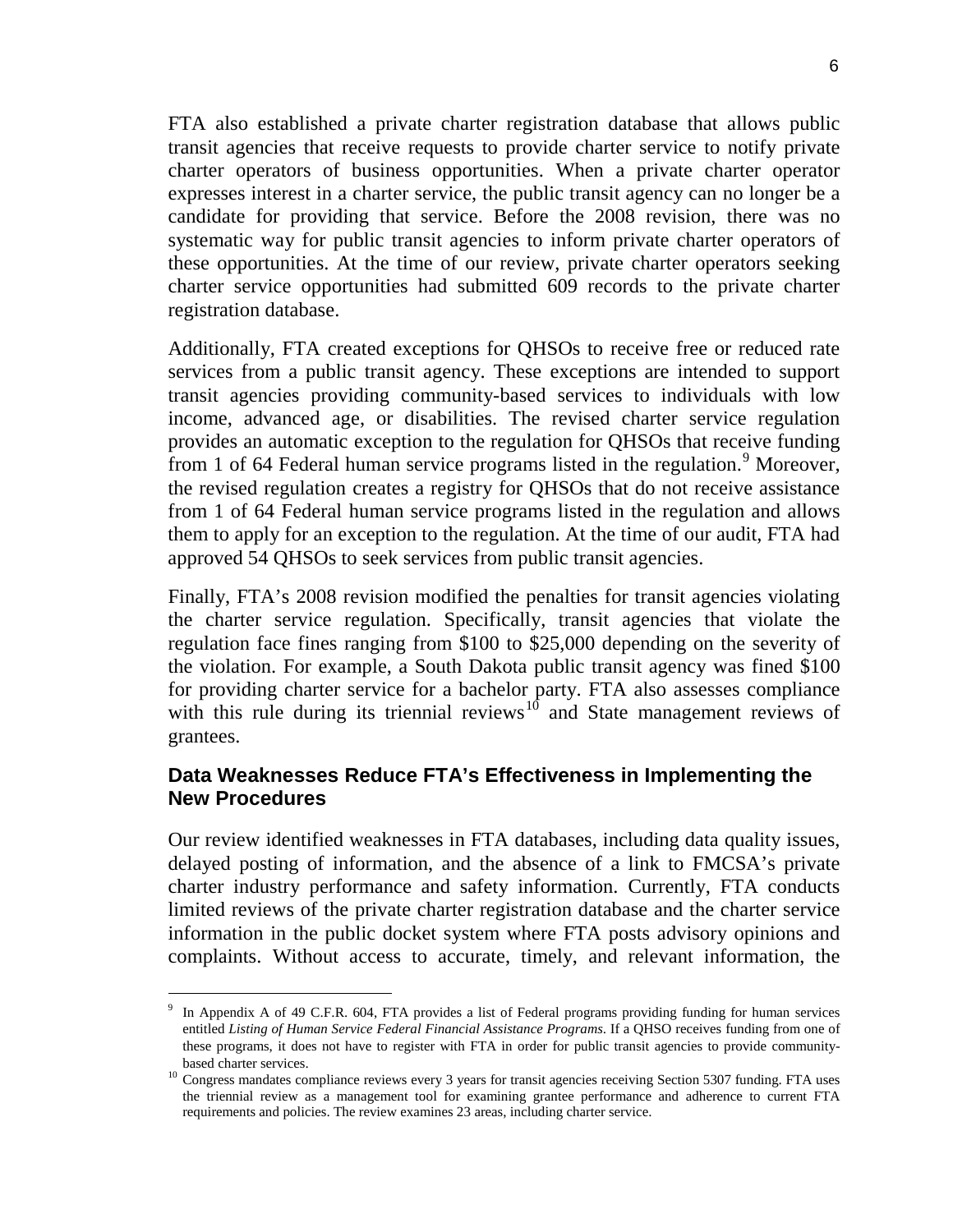FTA also established a private charter registration database that allows public transit agencies that receive requests to provide charter service to notify private charter operators of business opportunities. When a private charter operator expresses interest in a charter service, the public transit agency can no longer be a candidate for providing that service. Before the 2008 revision, there was no systematic way for public transit agencies to inform private charter operators of these opportunities. At the time of our review, private charter operators seeking charter service opportunities had submitted 609 records to the private charter registration database.

Additionally, FTA created exceptions for QHSOs to receive free or reduced rate services from a public transit agency. These exceptions are intended to support transit agencies providing community-based services to individuals with low income, advanced age, or disabilities. The revised charter service regulation provides an automatic exception to the regulation for QHSOs that receive funding from 1 of 64 Federal human service programs listed in the regulation.[9] Moreover, the revised regulation creates a registry for QHSOs that do not receive assistance from 1 of 64 Federal human service programs listed in the regulation and allows them to apply for an exception to the regulation. At the time of our audit, FTA had approved 54 QHSOs to seek services from public transit agencies.

Finally, FTA's 2008 revision modified the penalties for transit agencies violating the charter service regulation. Specifically, transit agencies that violate the regulation face fines ranging from $100 to $25,000 depending on the severity of the violation. For example, a South Dakota public transit agency was fined $100 for providing charter service for a bachelor party. FTA also assesses compliance with this rule during its triennial reviews[10] and State management reviews of grantees.

### Data Weaknesses Reduce FTA's Effectiveness in Implementing the New Procedures

Our review identified weaknesses in FTA databases, including data quality issues, delayed posting of information, and the absence of a link to FMCSA's private charter industry performance and safety information. Currently, FTA conducts limited reviews of the private charter registration database and the charter service information in the public docket system where FTA posts advisory opinions and complaints. Without access to accurate, timely, and relevant information, the

---

[9] In Appendix A of 49 C.F.R. 604, FTA provides a list of Federal programs providing funding for human services entitled *Listing of Human Service Federal Financial Assistance Programs*. If a QHSO receives funding from one of these programs, it does not have to register with FTA in order for public transit agencies to provide community-based charter services.

[10] Congress mandates compliance reviews every 3 years for transit agencies receiving Section 5307 funding. FTA uses the triennial review as a management tool for examining grantee performance and adherence to current FTA requirements and policies. The review examines 23 areas, including charter service.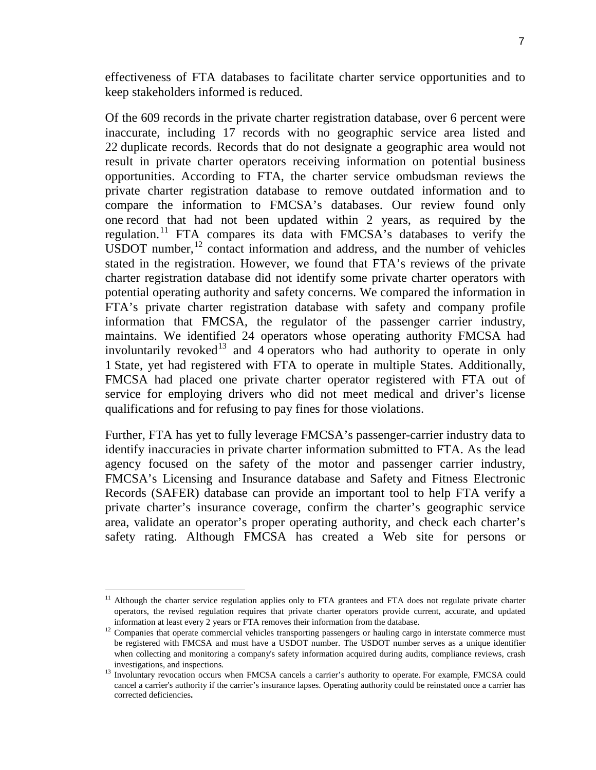effectiveness of FTA databases to facilitate charter service opportunities and to keep stakeholders informed is reduced.

Of the 609 records in the private charter registration database, over 6 percent were inaccurate, including 17 records with no geographic service area listed and 22 duplicate records. Records that do not designate a geographic area would not result in private charter operators receiving information on potential business opportunities. According to FTA, the charter service ombudsman reviews the private charter registration database to remove outdated information and to compare the information to FMCSA's databases. Our review found only one record that had not been updated within 2 years, as required by the regulation.[11] FTA compares its data with FMCSA's databases to verify the USDOT number,[12] contact information and address, and the number of vehicles stated in the registration. However, we found that FTA's reviews of the private charter registration database did not identify some private charter operators with potential operating authority and safety concerns. We compared the information in FTA's private charter registration database with safety and company profile information that FMCSA, the regulator of the passenger carrier industry, maintains. We identified 24 operators whose operating authority FMCSA had involuntarily revoked[13] and 4 operators who had authority to operate in only 1 State, yet had registered with FTA to operate in multiple States. Additionally, FMCSA had placed one private charter operator registered with FTA out of service for employing drivers who did not meet medical and driver's license qualifications and for refusing to pay fines for those violations.

Further, FTA has yet to fully leverage FMCSA's passenger-carrier industry data to identify inaccuracies in private charter information submitted to FTA. As the lead agency focused on the safety of the motor and passenger carrier industry, FMCSA's Licensing and Insurance database and Safety and Fitness Electronic Records (SAFER) database can provide an important tool to help FTA verify a private charter's insurance coverage, confirm the charter's geographic service area, validate an operator's proper operating authority, and check each charter's safety rating. Although FMCSA has created a Web site for persons or

---

[11] Although the charter service regulation applies only to FTA grantees and FTA does not regulate private charter operators, the revised regulation requires that private charter operators provide current, accurate, and updated information at least every 2 years or FTA removes their information from the database.

[12] Companies that operate commercial vehicles transporting passengers or hauling cargo in interstate commerce must be registered with FMCSA and must have a USDOT number. The USDOT number serves as a unique identifier when collecting and monitoring a company's safety information acquired during audits, compliance reviews, crash investigations, and inspections.

[13] Involuntary revocation occurs when FMCSA cancels a carrier's authority to operate. For example, FMCSA could cancel a carrier's authority if the carrier's insurance lapses. Operating authority could be reinstated once a carrier has corrected deficiencies.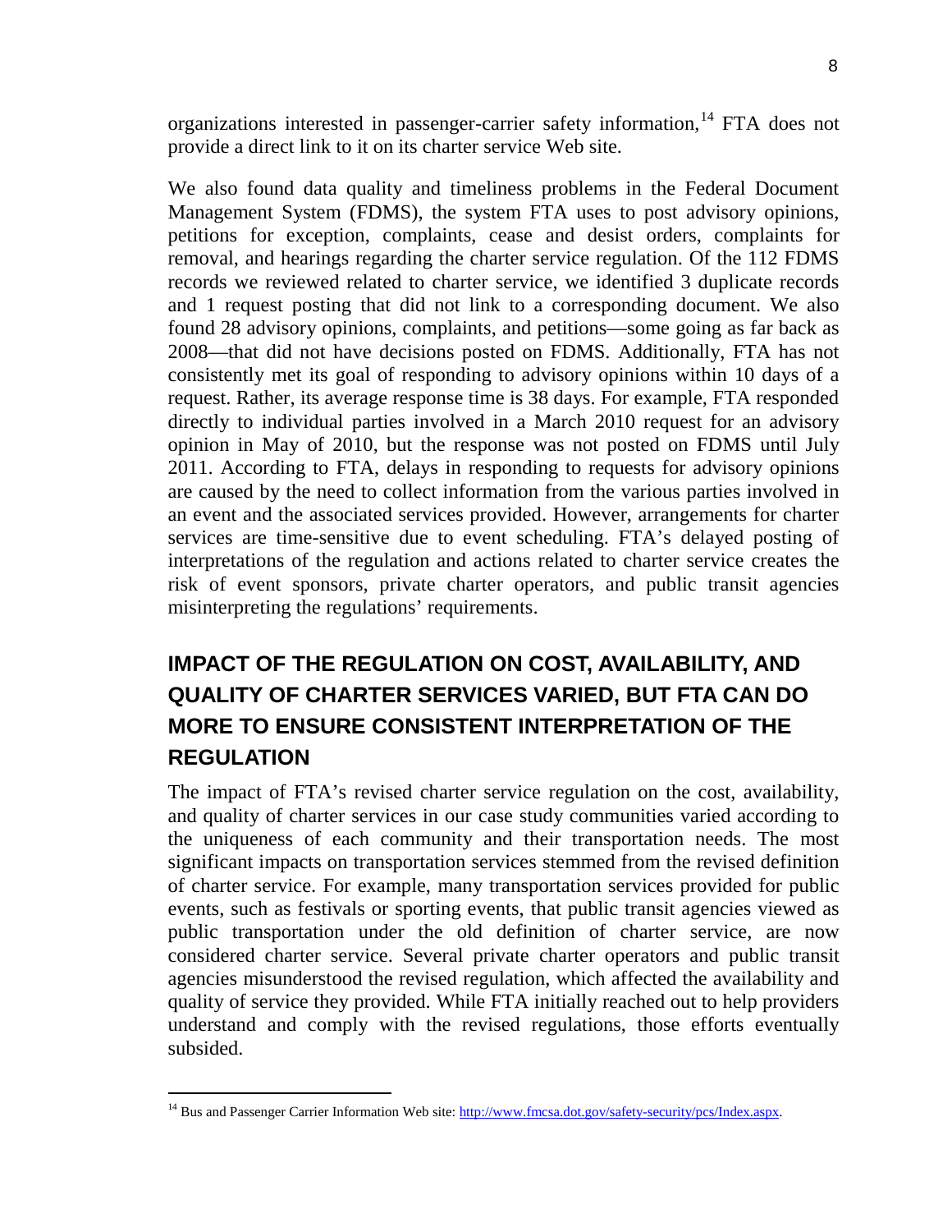organizations interested in passenger-carrier safety information,[14] FTA does not provide a direct link to it on its charter service Web site.

We also found data quality and timeliness problems in the Federal Document Management System (FDMS), the system FTA uses to post advisory opinions, petitions for exception, complaints, cease and desist orders, complaints for removal, and hearings regarding the charter service regulation. Of the 112 FDMS records we reviewed related to charter service, we identified 3 duplicate records and 1 request posting that did not link to a corresponding document. We also found 28 advisory opinions, complaints, and petitions—some going as far back as 2008—that did not have decisions posted on FDMS. Additionally, FTA has not consistently met its goal of responding to advisory opinions within 10 days of a request. Rather, its average response time is 38 days. For example, FTA responded directly to individual parties involved in a March 2010 request for an advisory opinion in May of 2010, but the response was not posted on FDMS until July 2011. According to FTA, delays in responding to requests for advisory opinions are caused by the need to collect information from the various parties involved in an event and the associated services provided. However, arrangements for charter services are time-sensitive due to event scheduling. FTA's delayed posting of interpretations of the regulation and actions related to charter service creates the risk of event sponsors, private charter operators, and public transit agencies misinterpreting the regulations' requirements.

## IMPACT OF THE REGULATION ON COST, AVAILABILITY, AND QUALITY OF CHARTER SERVICES VARIED, BUT FTA CAN DO MORE TO ENSURE CONSISTENT INTERPRETATION OF THE REGULATION

The impact of FTA's revised charter service regulation on the cost, availability, and quality of charter services in our case study communities varied according to the uniqueness of each community and their transportation needs. The most significant impacts on transportation services stemmed from the revised definition of charter service. For example, many transportation services provided for public events, such as festivals or sporting events, that public transit agencies viewed as public transportation under the old definition of charter service, are now considered charter service. Several private charter operators and public transit agencies misunderstood the revised regulation, which affected the availability and quality of service they provided. While FTA initially reached out to help providers understand and comply with the revised regulations, those efforts eventually subsided.

---

[14] Bus and Passenger Carrier Information Web site: http://www.fmcsa.dot.gov/safety-security/pcs/Index.aspx.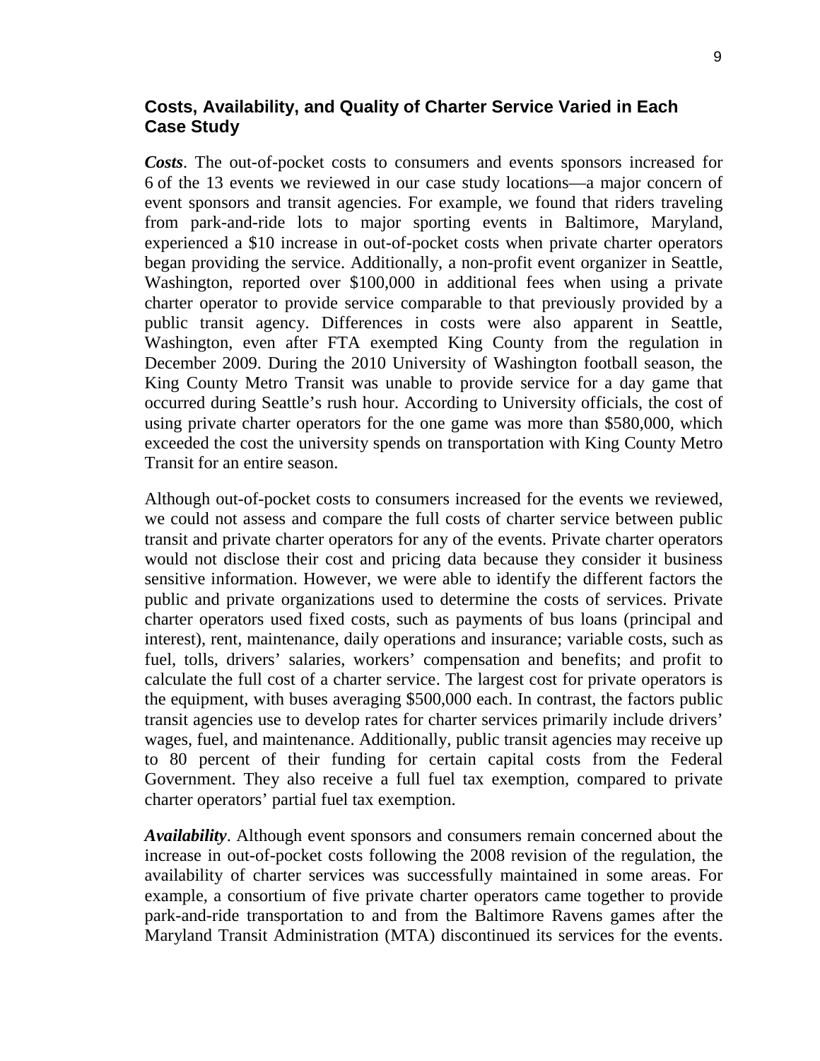## Costs, Availability, and Quality of Charter Service Varied in Each Case Study

***Costs***. The out-of-pocket costs to consumers and events sponsors increased for 6 of the 13 events we reviewed in our case study locations—a major concern of event sponsors and transit agencies. For example, we found that riders traveling from park-and-ride lots to major sporting events in Baltimore, Maryland, experienced a $10 increase in out-of-pocket costs when private charter operators began providing the service. Additionally, a non-profit event organizer in Seattle, Washington, reported over $100,000 in additional fees when using a private charter operator to provide service comparable to that previously provided by a public transit agency. Differences in costs were also apparent in Seattle, Washington, even after FTA exempted King County from the regulation in December 2009. During the 2010 University of Washington football season, the King County Metro Transit was unable to provide service for a day game that occurred during Seattle's rush hour. According to University officials, the cost of using private charter operators for the one game was more than $580,000, which exceeded the cost the university spends on transportation with King County Metro Transit for an entire season.

Although out-of-pocket costs to consumers increased for the events we reviewed, we could not assess and compare the full costs of charter service between public transit and private charter operators for any of the events. Private charter operators would not disclose their cost and pricing data because they consider it business sensitive information. However, we were able to identify the different factors the public and private organizations used to determine the costs of services. Private charter operators used fixed costs, such as payments of bus loans (principal and interest), rent, maintenance, daily operations and insurance; variable costs, such as fuel, tolls, drivers' salaries, workers' compensation and benefits; and profit to calculate the full cost of a charter service. The largest cost for private operators is the equipment, with buses averaging $500,000 each. In contrast, the factors public transit agencies use to develop rates for charter services primarily include drivers' wages, fuel, and maintenance. Additionally, public transit agencies may receive up to 80 percent of their funding for certain capital costs from the Federal Government. They also receive a full fuel tax exemption, compared to private charter operators' partial fuel tax exemption.

***Availability***. Although event sponsors and consumers remain concerned about the increase in out-of-pocket costs following the 2008 revision of the regulation, the availability of charter services was successfully maintained in some areas. For example, a consortium of five private charter operators came together to provide park-and-ride transportation to and from the Baltimore Ravens games after the Maryland Transit Administration (MTA) discontinued its services for the events.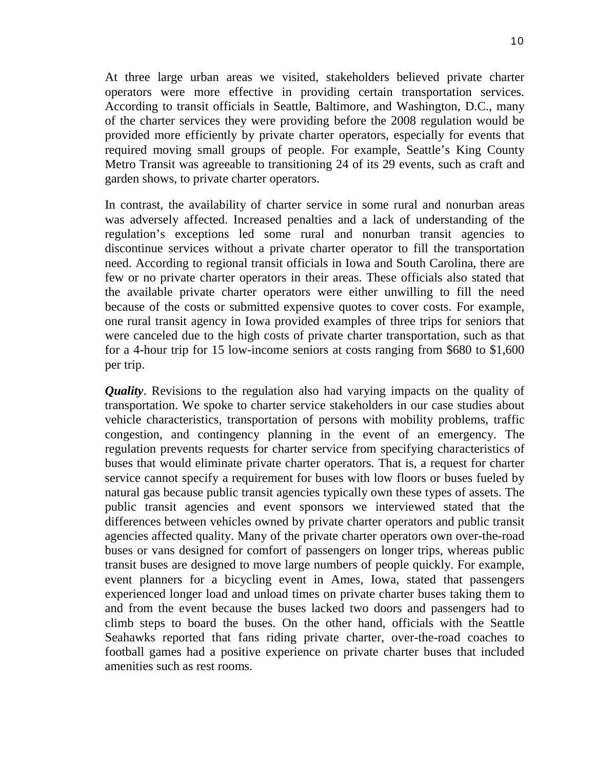At three large urban areas we visited, stakeholders believed private charter operators were more effective in providing certain transportation services. According to transit officials in Seattle, Baltimore, and Washington, D.C., many of the charter services they were providing before the 2008 regulation would be provided more efficiently by private charter operators, especially for events that required moving small groups of people. For example, Seattle's King County Metro Transit was agreeable to transitioning 24 of its 29 events, such as craft and garden shows, to private charter operators.

In contrast, the availability of charter service in some rural and nonurban areas was adversely affected. Increased penalties and a lack of understanding of the regulation's exceptions led some rural and nonurban transit agencies to discontinue services without a private charter operator to fill the transportation need. According to regional transit officials in Iowa and South Carolina, there are few or no private charter operators in their areas. These officials also stated that the available private charter operators were either unwilling to fill the need because of the costs or submitted expensive quotes to cover costs. For example, one rural transit agency in Iowa provided examples of three trips for seniors that were canceled due to the high costs of private charter transportation, such as that for a 4-hour trip for 15 low-income seniors at costs ranging from $680 to $1,600 per trip.

***Quality***. Revisions to the regulation also had varying impacts on the quality of transportation. We spoke to charter service stakeholders in our case studies about vehicle characteristics, transportation of persons with mobility problems, traffic congestion, and contingency planning in the event of an emergency. The regulation prevents requests for charter service from specifying characteristics of buses that would eliminate private charter operators. That is, a request for charter service cannot specify a requirement for buses with low floors or buses fueled by natural gas because public transit agencies typically own these types of assets. The public transit agencies and event sponsors we interviewed stated that the differences between vehicles owned by private charter operators and public transit agencies affected quality. Many of the private charter operators own over-the-road buses or vans designed for comfort of passengers on longer trips, whereas public transit buses are designed to move large numbers of people quickly. For example, event planners for a bicycling event in Ames, Iowa, stated that passengers experienced longer load and unload times on private charter buses taking them to and from the event because the buses lacked two doors and passengers had to climb steps to board the buses. On the other hand, officials with the Seattle Seahawks reported that fans riding private charter, over-the-road coaches to football games had a positive experience on private charter buses that included amenities such as rest rooms.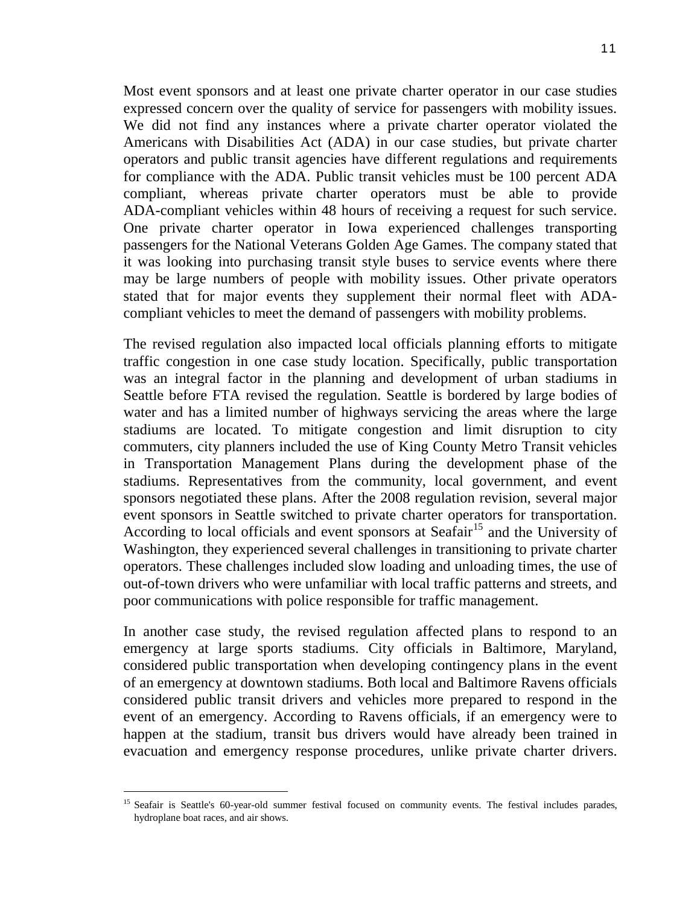Most event sponsors and at least one private charter operator in our case studies expressed concern over the quality of service for passengers with mobility issues. We did not find any instances where a private charter operator violated the Americans with Disabilities Act (ADA) in our case studies, but private charter operators and public transit agencies have different regulations and requirements for compliance with the ADA. Public transit vehicles must be 100 percent ADA compliant, whereas private charter operators must be able to provide ADA-compliant vehicles within 48 hours of receiving a request for such service. One private charter operator in Iowa experienced challenges transporting passengers for the National Veterans Golden Age Games. The company stated that it was looking into purchasing transit style buses to service events where there may be large numbers of people with mobility issues. Other private operators stated that for major events they supplement their normal fleet with ADA-compliant vehicles to meet the demand of passengers with mobility problems.

The revised regulation also impacted local officials planning efforts to mitigate traffic congestion in one case study location. Specifically, public transportation was an integral factor in the planning and development of urban stadiums in Seattle before FTA revised the regulation. Seattle is bordered by large bodies of water and has a limited number of highways servicing the areas where the large stadiums are located. To mitigate congestion and limit disruption to city commuters, city planners included the use of King County Metro Transit vehicles in Transportation Management Plans during the development phase of the stadiums. Representatives from the community, local government, and event sponsors negotiated these plans. After the 2008 regulation revision, several major event sponsors in Seattle switched to private charter operators for transportation. According to local officials and event sponsors at Seafair[15] and the University of Washington, they experienced several challenges in transitioning to private charter operators. These challenges included slow loading and unloading times, the use of out-of-town drivers who were unfamiliar with local traffic patterns and streets, and poor communications with police responsible for traffic management.

In another case study, the revised regulation affected plans to respond to an emergency at large sports stadiums. City officials in Baltimore, Maryland, considered public transportation when developing contingency plans in the event of an emergency at downtown stadiums. Both local and Baltimore Ravens officials considered public transit drivers and vehicles more prepared to respond in the event of an emergency. According to Ravens officials, if an emergency were to happen at the stadium, transit bus drivers would have already been trained in evacuation and emergency response procedures, unlike private charter drivers.

[15] Seafair is Seattle's 60-year-old summer festival focused on community events. The festival includes parades, hydroplane boat races, and air shows.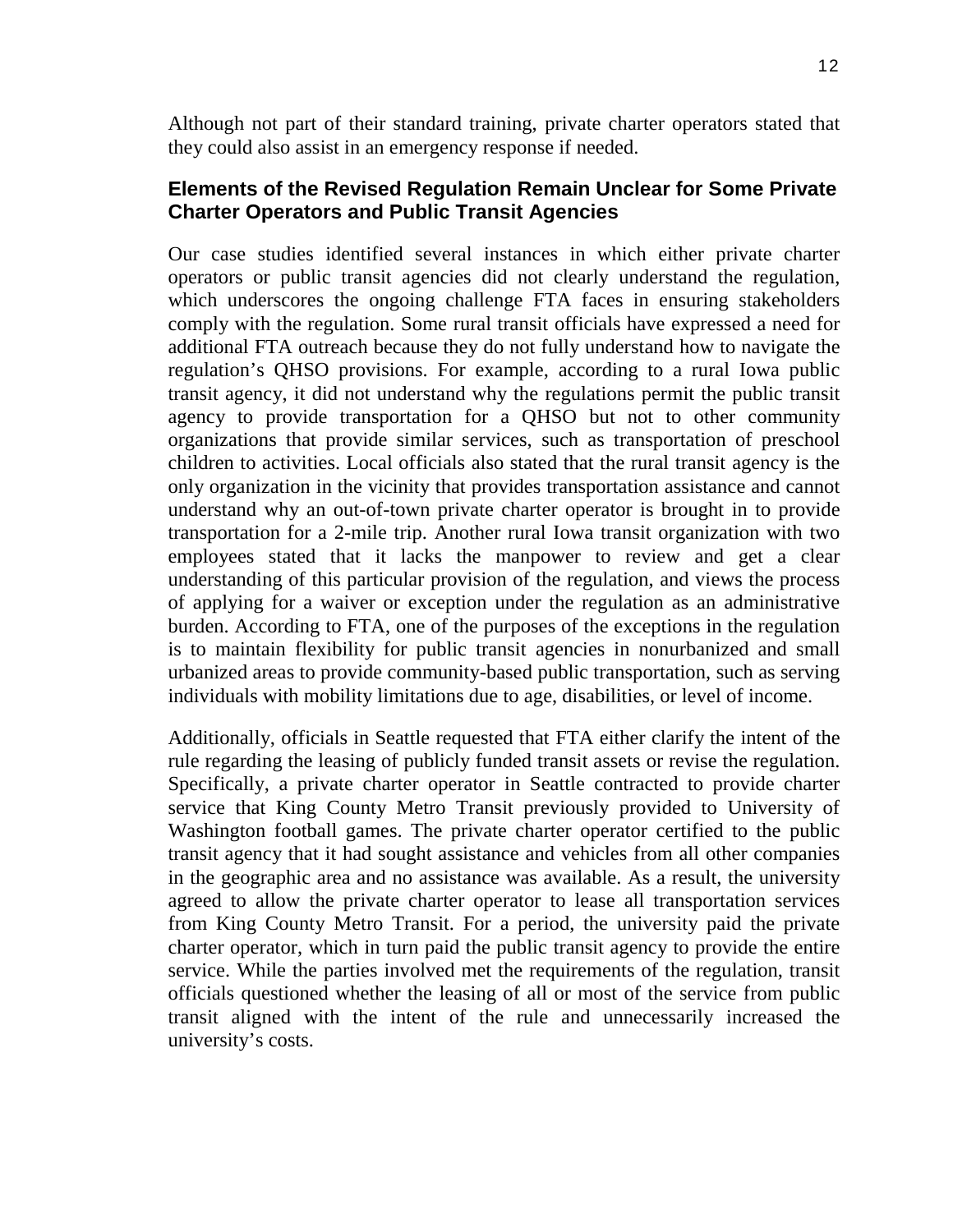Although not part of their standard training, private charter operators stated that they could also assist in an emergency response if needed.

## Elements of the Revised Regulation Remain Unclear for Some Private Charter Operators and Public Transit Agencies

Our case studies identified several instances in which either private charter operators or public transit agencies did not clearly understand the regulation, which underscores the ongoing challenge FTA faces in ensuring stakeholders comply with the regulation. Some rural transit officials have expressed a need for additional FTA outreach because they do not fully understand how to navigate the regulation's QHSO provisions. For example, according to a rural Iowa public transit agency, it did not understand why the regulations permit the public transit agency to provide transportation for a QHSO but not to other community organizations that provide similar services, such as transportation of preschool children to activities. Local officials also stated that the rural transit agency is the only organization in the vicinity that provides transportation assistance and cannot understand why an out-of-town private charter operator is brought in to provide transportation for a 2-mile trip. Another rural Iowa transit organization with two employees stated that it lacks the manpower to review and get a clear understanding of this particular provision of the regulation, and views the process of applying for a waiver or exception under the regulation as an administrative burden. According to FTA, one of the purposes of the exceptions in the regulation is to maintain flexibility for public transit agencies in nonurbanized and small urbanized areas to provide community-based public transportation, such as serving individuals with mobility limitations due to age, disabilities, or level of income.

Additionally, officials in Seattle requested that FTA either clarify the intent of the rule regarding the leasing of publicly funded transit assets or revise the regulation. Specifically, a private charter operator in Seattle contracted to provide charter service that King County Metro Transit previously provided to University of Washington football games. The private charter operator certified to the public transit agency that it had sought assistance and vehicles from all other companies in the geographic area and no assistance was available. As a result, the university agreed to allow the private charter operator to lease all transportation services from King County Metro Transit. For a period, the university paid the private charter operator, which in turn paid the public transit agency to provide the entire service. While the parties involved met the requirements of the regulation, transit officials questioned whether the leasing of all or most of the service from public transit aligned with the intent of the rule and unnecessarily increased the university's costs.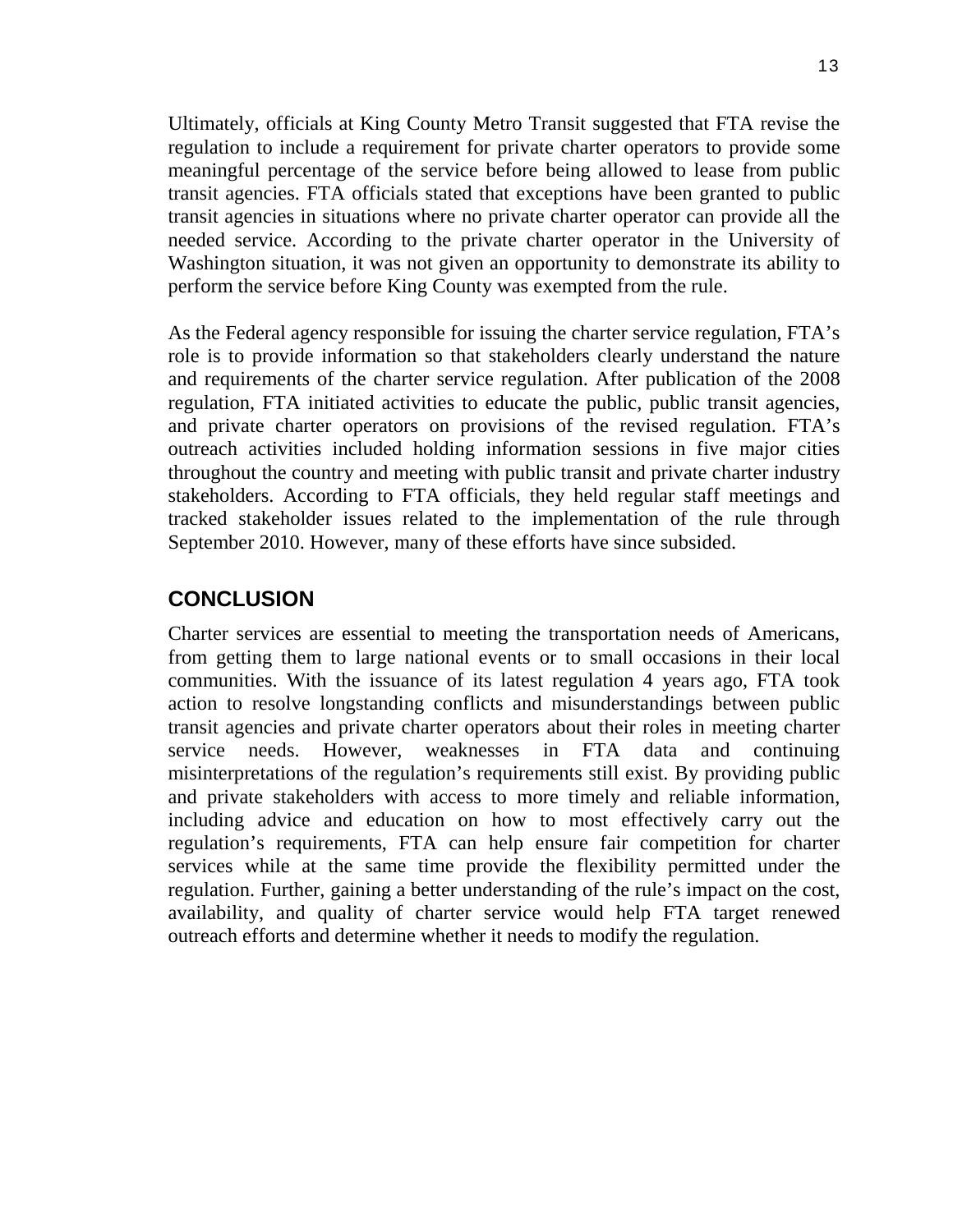Ultimately, officials at King County Metro Transit suggested that FTA revise the regulation to include a requirement for private charter operators to provide some meaningful percentage of the service before being allowed to lease from public transit agencies. FTA officials stated that exceptions have been granted to public transit agencies in situations where no private charter operator can provide all the needed service. According to the private charter operator in the University of Washington situation, it was not given an opportunity to demonstrate its ability to perform the service before King County was exempted from the rule.

As the Federal agency responsible for issuing the charter service regulation, FTA's role is to provide information so that stakeholders clearly understand the nature and requirements of the charter service regulation. After publication of the 2008 regulation, FTA initiated activities to educate the public, public transit agencies, and private charter operators on provisions of the revised regulation. FTA's outreach activities included holding information sessions in five major cities throughout the country and meeting with public transit and private charter industry stakeholders. According to FTA officials, they held regular staff meetings and tracked stakeholder issues related to the implementation of the rule through September 2010. However, many of these efforts have since subsided.

## CONCLUSION

Charter services are essential to meeting the transportation needs of Americans, from getting them to large national events or to small occasions in their local communities. With the issuance of its latest regulation 4 years ago, FTA took action to resolve longstanding conflicts and misunderstandings between public transit agencies and private charter operators about their roles in meeting charter service needs. However, weaknesses in FTA data and continuing misinterpretations of the regulation's requirements still exist. By providing public and private stakeholders with access to more timely and reliable information, including advice and education on how to most effectively carry out the regulation's requirements, FTA can help ensure fair competition for charter services while at the same time provide the flexibility permitted under the regulation. Further, gaining a better understanding of the rule's impact on the cost, availability, and quality of charter service would help FTA target renewed outreach efforts and determine whether it needs to modify the regulation.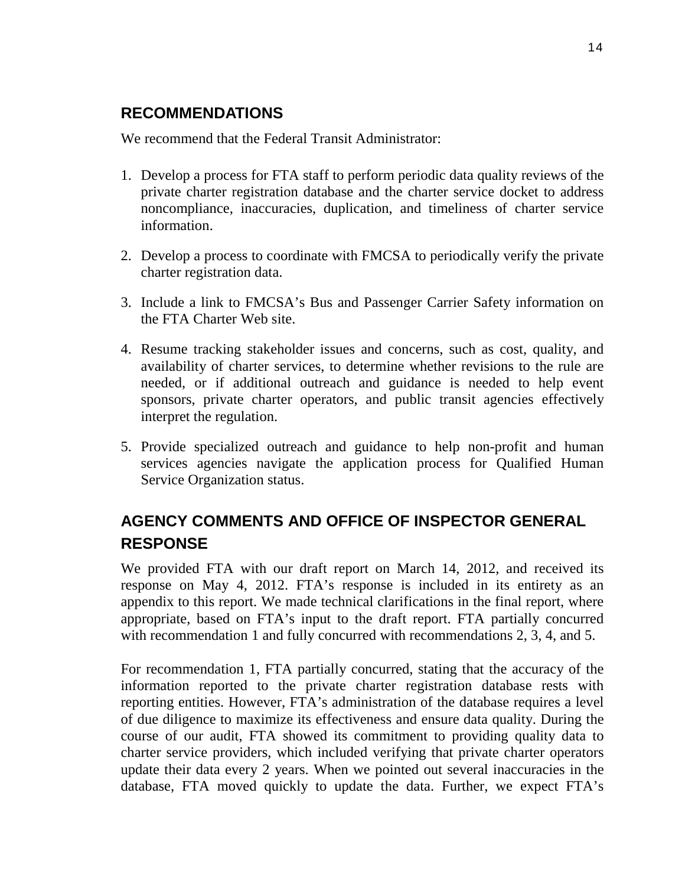## RECOMMENDATIONS

We recommend that the Federal Transit Administrator:

1. Develop a process for FTA staff to perform periodic data quality reviews of the private charter registration database and the charter service docket to address noncompliance, inaccuracies, duplication, and timeliness of charter service information.

2. Develop a process to coordinate with FMCSA to periodically verify the private charter registration data.

3. Include a link to FMCSA's Bus and Passenger Carrier Safety information on the FTA Charter Web site.

4. Resume tracking stakeholder issues and concerns, such as cost, quality, and availability of charter services, to determine whether revisions to the rule are needed, or if additional outreach and guidance is needed to help event sponsors, private charter operators, and public transit agencies effectively interpret the regulation.

5. Provide specialized outreach and guidance to help non-profit and human services agencies navigate the application process for Qualified Human Service Organization status.

## AGENCY COMMENTS AND OFFICE OF INSPECTOR GENERAL RESPONSE

We provided FTA with our draft report on March 14, 2012, and received its response on May 4, 2012. FTA's response is included in its entirety as an appendix to this report. We made technical clarifications in the final report, where appropriate, based on FTA's input to the draft report. FTA partially concurred with recommendation 1 and fully concurred with recommendations 2, 3, 4, and 5.

For recommendation 1, FTA partially concurred, stating that the accuracy of the information reported to the private charter registration database rests with reporting entities. However, FTA's administration of the database requires a level of due diligence to maximize its effectiveness and ensure data quality. During the course of our audit, FTA showed its commitment to providing quality data to charter service providers, which included verifying that private charter operators update their data every 2 years. When we pointed out several inaccuracies in the database, FTA moved quickly to update the data. Further, we expect FTA's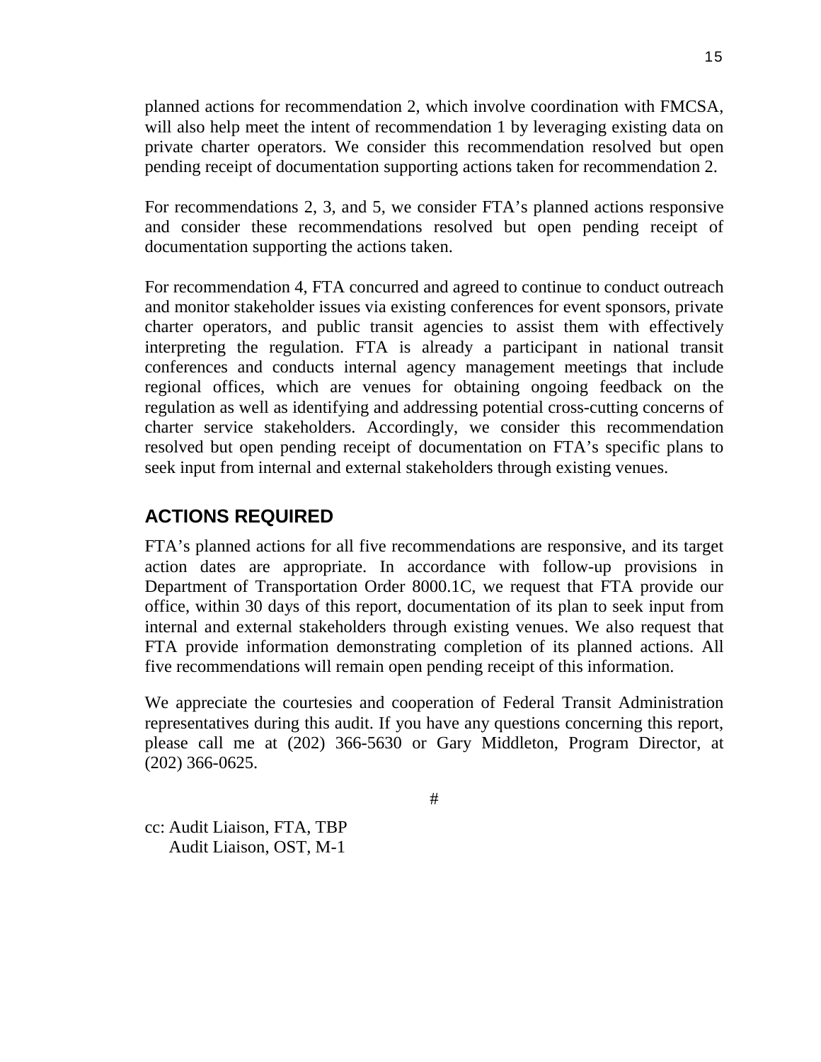planned actions for recommendation 2, which involve coordination with FMCSA, will also help meet the intent of recommendation 1 by leveraging existing data on private charter operators. We consider this recommendation resolved but open pending receipt of documentation supporting actions taken for recommendation 2.

For recommendations 2, 3, and 5, we consider FTA's planned actions responsive and consider these recommendations resolved but open pending receipt of documentation supporting the actions taken.

For recommendation 4, FTA concurred and agreed to continue to conduct outreach and monitor stakeholder issues via existing conferences for event sponsors, private charter operators, and public transit agencies to assist them with effectively interpreting the regulation. FTA is already a participant in national transit conferences and conducts internal agency management meetings that include regional offices, which are venues for obtaining ongoing feedback on the regulation as well as identifying and addressing potential cross-cutting concerns of charter service stakeholders. Accordingly, we consider this recommendation resolved but open pending receipt of documentation on FTA's specific plans to seek input from internal and external stakeholders through existing venues.

## ACTIONS REQUIRED

FTA's planned actions for all five recommendations are responsive, and its target action dates are appropriate. In accordance with follow-up provisions in Department of Transportation Order 8000.1C, we request that FTA provide our office, within 30 days of this report, documentation of its plan to seek input from internal and external stakeholders through existing venues. We also request that FTA provide information demonstrating completion of its planned actions. All five recommendations will remain open pending receipt of this information.

We appreciate the courtesies and cooperation of Federal Transit Administration representatives during this audit. If you have any questions concerning this report, please call me at (202) 366-5630 or Gary Middleton, Program Director, at (202) 366-0625.

#

cc: Audit Liaison, FTA, TBP
Audit Liaison, OST, M-1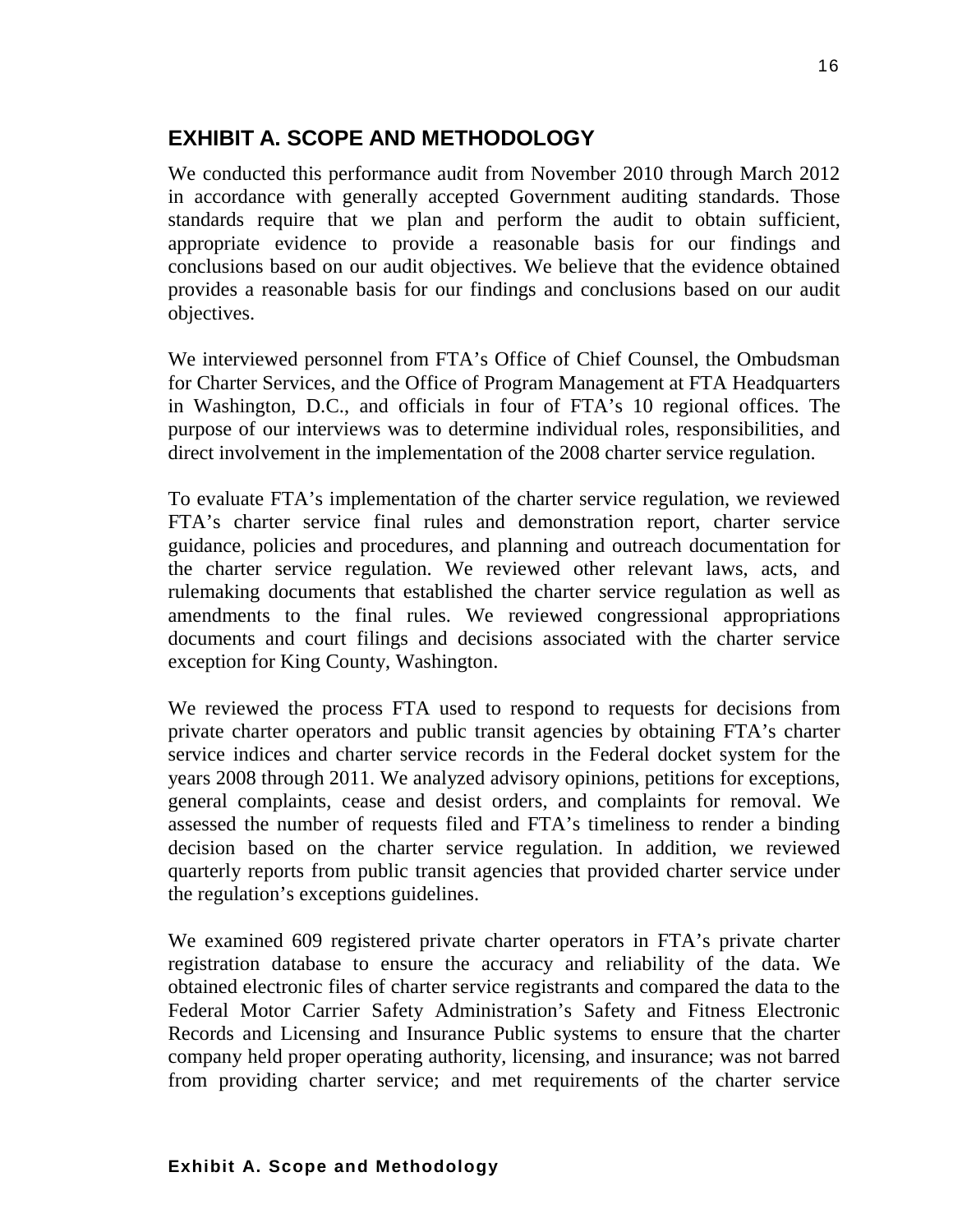## EXHIBIT A. SCOPE AND METHODOLOGY

We conducted this performance audit from November 2010 through March 2012 in accordance with generally accepted Government auditing standards. Those standards require that we plan and perform the audit to obtain sufficient, appropriate evidence to provide a reasonable basis for our findings and conclusions based on our audit objectives. We believe that the evidence obtained provides a reasonable basis for our findings and conclusions based on our audit objectives.

We interviewed personnel from FTA's Office of Chief Counsel, the Ombudsman for Charter Services, and the Office of Program Management at FTA Headquarters in Washington, D.C., and officials in four of FTA's 10 regional offices. The purpose of our interviews was to determine individual roles, responsibilities, and direct involvement in the implementation of the 2008 charter service regulation.

To evaluate FTA's implementation of the charter service regulation, we reviewed FTA's charter service final rules and demonstration report, charter service guidance, policies and procedures, and planning and outreach documentation for the charter service regulation. We reviewed other relevant laws, acts, and rulemaking documents that established the charter service regulation as well as amendments to the final rules. We reviewed congressional appropriations documents and court filings and decisions associated with the charter service exception for King County, Washington.

We reviewed the process FTA used to respond to requests for decisions from private charter operators and public transit agencies by obtaining FTA's charter service indices and charter service records in the Federal docket system for the years 2008 through 2011. We analyzed advisory opinions, petitions for exceptions, general complaints, cease and desist orders, and complaints for removal. We assessed the number of requests filed and FTA's timeliness to render a binding decision based on the charter service regulation. In addition, we reviewed quarterly reports from public transit agencies that provided charter service under the regulation's exceptions guidelines.

We examined 609 registered private charter operators in FTA's private charter registration database to ensure the accuracy and reliability of the data. We obtained electronic files of charter service registrants and compared the data to the Federal Motor Carrier Safety Administration's Safety and Fitness Electronic Records and Licensing and Insurance Public systems to ensure that the charter company held proper operating authority, licensing, and insurance; was not barred from providing charter service; and met requirements of the charter service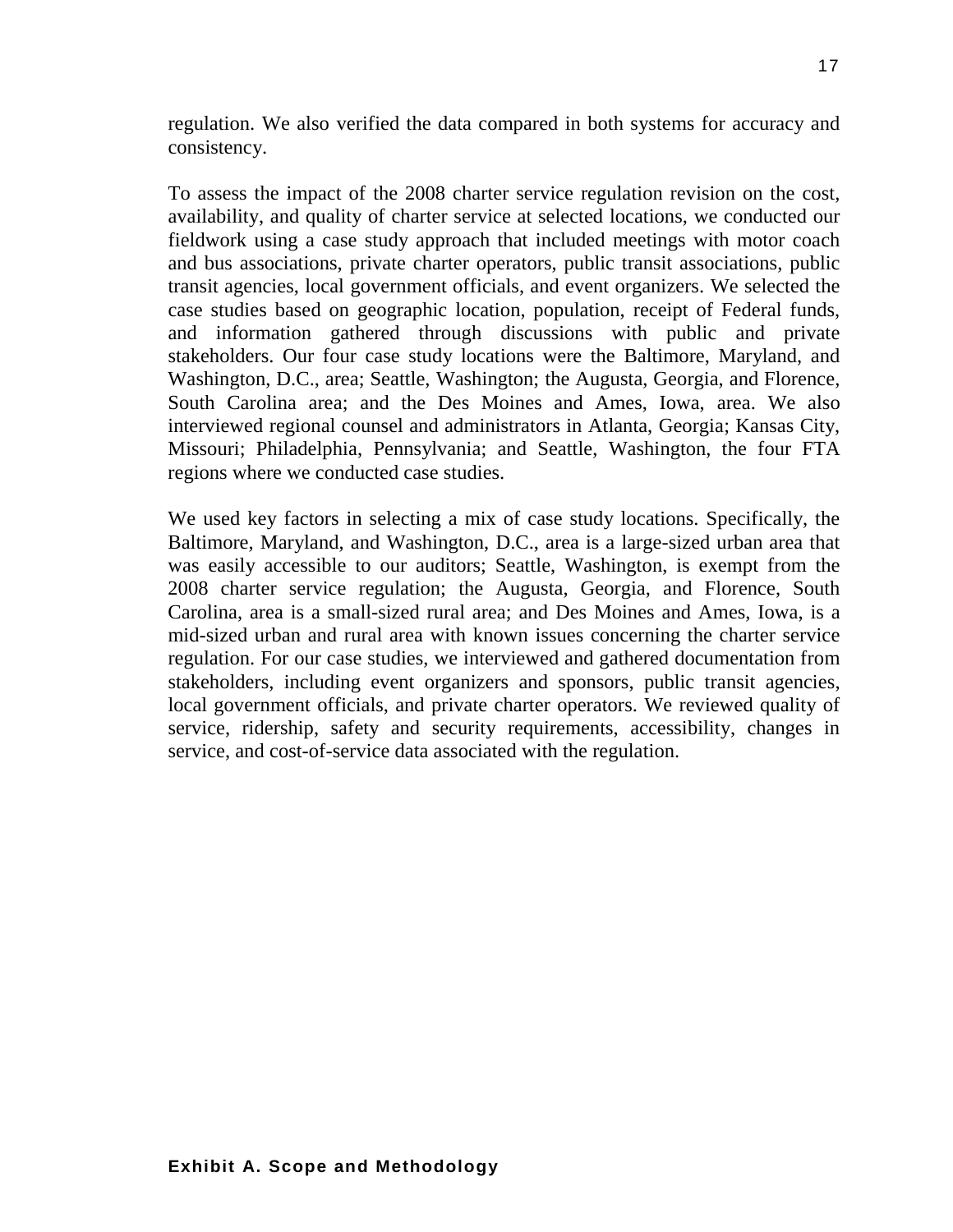regulation. We also verified the data compared in both systems for accuracy and consistency.

To assess the impact of the 2008 charter service regulation revision on the cost, availability, and quality of charter service at selected locations, we conducted our fieldwork using a case study approach that included meetings with motor coach and bus associations, private charter operators, public transit associations, public transit agencies, local government officials, and event organizers. We selected the case studies based on geographic location, population, receipt of Federal funds, and information gathered through discussions with public and private stakeholders. Our four case study locations were the Baltimore, Maryland, and Washington, D.C., area; Seattle, Washington; the Augusta, Georgia, and Florence, South Carolina area; and the Des Moines and Ames, Iowa, area. We also interviewed regional counsel and administrators in Atlanta, Georgia; Kansas City, Missouri; Philadelphia, Pennsylvania; and Seattle, Washington, the four FTA regions where we conducted case studies.

We used key factors in selecting a mix of case study locations. Specifically, the Baltimore, Maryland, and Washington, D.C., area is a large-sized urban area that was easily accessible to our auditors; Seattle, Washington, is exempt from the 2008 charter service regulation; the Augusta, Georgia, and Florence, South Carolina, area is a small-sized rural area; and Des Moines and Ames, Iowa, is a mid-sized urban and rural area with known issues concerning the charter service regulation. For our case studies, we interviewed and gathered documentation from stakeholders, including event organizers and sponsors, public transit agencies, local government officials, and private charter operators. We reviewed quality of service, ridership, safety and security requirements, accessibility, changes in service, and cost-of-service data associated with the regulation.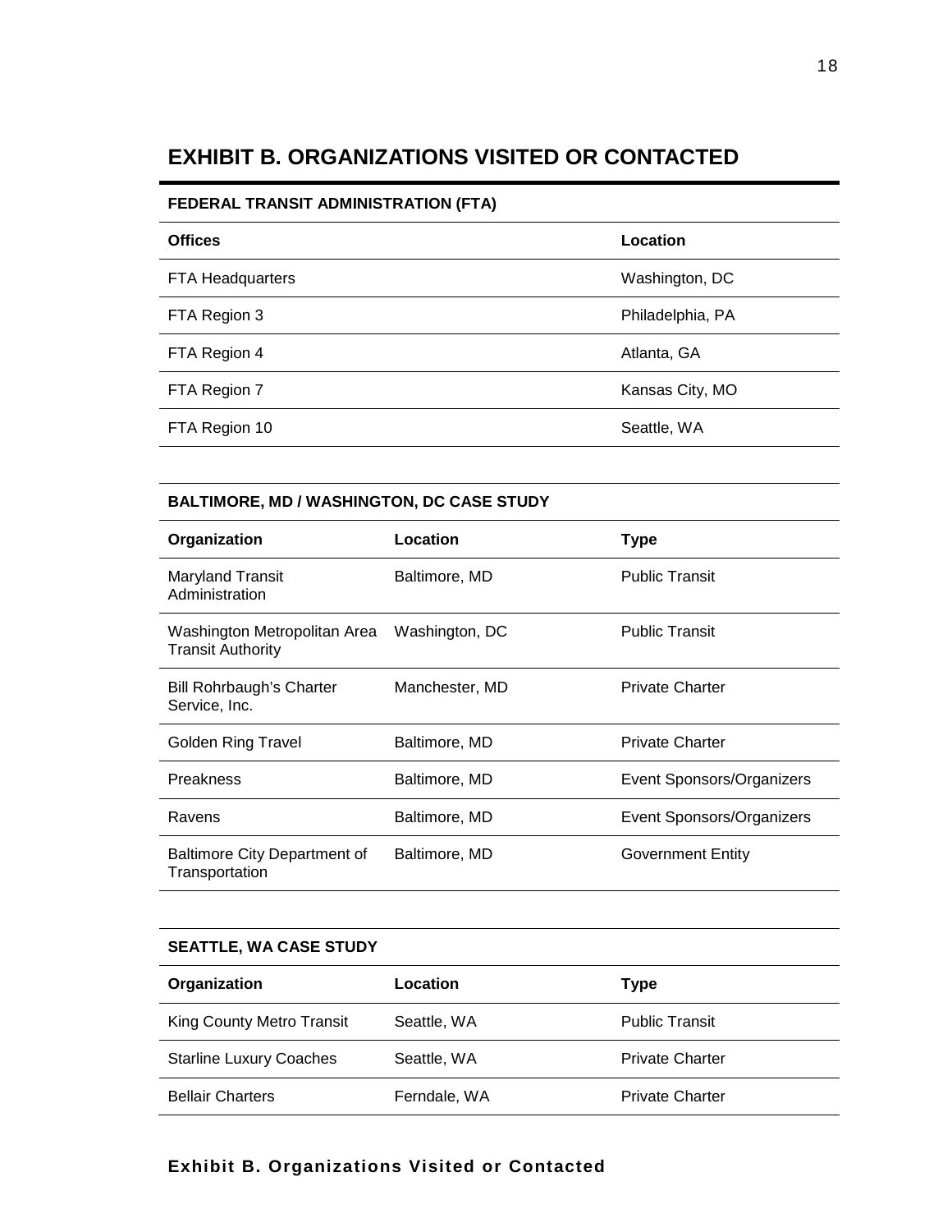# EXHIBIT B. ORGANIZATIONS VISITED OR CONTACTED

**FEDERAL TRANSIT ADMINISTRATION (FTA)**

| Offices | Location |
|---|---|
| FTA Headquarters | Washington, DC |
| FTA Region 3 | Philadelphia, PA |
| FTA Region 4 | Atlanta, GA |
| FTA Region 7 | Kansas City, MO |
| FTA Region 10 | Seattle, WA |

**BALTIMORE, MD / WASHINGTON, DC CASE STUDY**

| Organization | Location | Type |
|---|---|---|
| Maryland Transit Administration | Baltimore, MD | Public Transit |
| Washington Metropolitan Area Transit Authority | Washington, DC | Public Transit |
| Bill Rohrbaugh's Charter Service, Inc. | Manchester, MD | Private Charter |
| Golden Ring Travel | Baltimore, MD | Private Charter |
| Preakness | Baltimore, MD | Event Sponsors/Organizers |
| Ravens | Baltimore, MD | Event Sponsors/Organizers |
| Baltimore City Department of Transportation | Baltimore, MD | Government Entity |

**SEATTLE, WA CASE STUDY**

| Organization | Location | Type |
|---|---|---|
| King County Metro Transit | Seattle, WA | Public Transit |
| Starline Luxury Coaches | Seattle, WA | Private Charter |
| Bellair Charters | Ferndale, WA | Private Charter |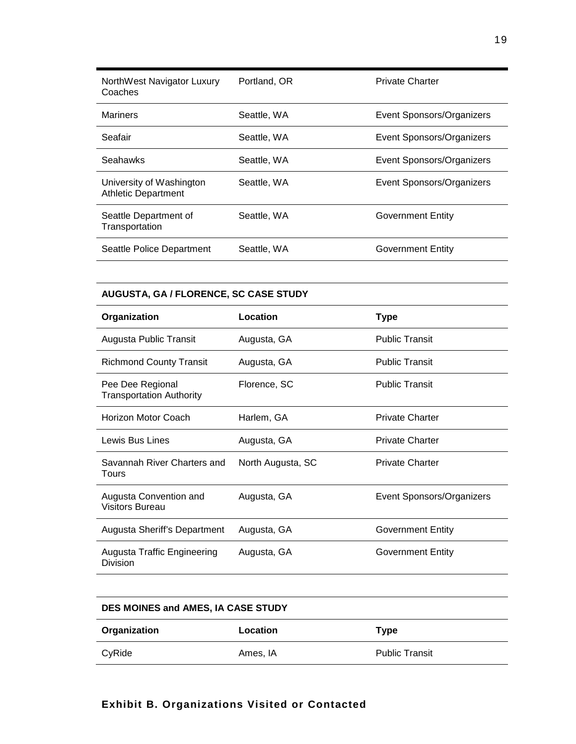| | | |
|---|---|---|
| NorthWest Navigator Luxury Coaches | Portland, OR | Private Charter |
| Mariners | Seattle, WA | Event Sponsors/Organizers |
| Seafair | Seattle, WA | Event Sponsors/Organizers |
| Seahawks | Seattle, WA | Event Sponsors/Organizers |
| University of Washington Athletic Department | Seattle, WA | Event Sponsors/Organizers |
| Seattle Department of Transportation | Seattle, WA | Government Entity |
| Seattle Police Department | Seattle, WA | Government Entity |

**AUGUSTA, GA / FLORENCE, SC CASE STUDY**

| Organization | Location | Type |
|---|---|---|
| Augusta Public Transit | Augusta, GA | Public Transit |
| Richmond County Transit | Augusta, GA | Public Transit |
| Pee Dee Regional Transportation Authority | Florence, SC | Public Transit |
| Horizon Motor Coach | Harlem, GA | Private Charter |
| Lewis Bus Lines | Augusta, GA | Private Charter |
| Savannah River Charters and Tours | North Augusta, SC | Private Charter |
| Augusta Convention and Visitors Bureau | Augusta, GA | Event Sponsors/Organizers |
| Augusta Sheriff's Department | Augusta, GA | Government Entity |
| Augusta Traffic Engineering Division | Augusta, GA | Government Entity |

**DES MOINES and AMES, IA CASE STUDY**

| Organization | Location | Type |
|---|---|---|
| CyRide | Ames, IA | Public Transit |

**Exhibit B. Organizations Visited or Contacted**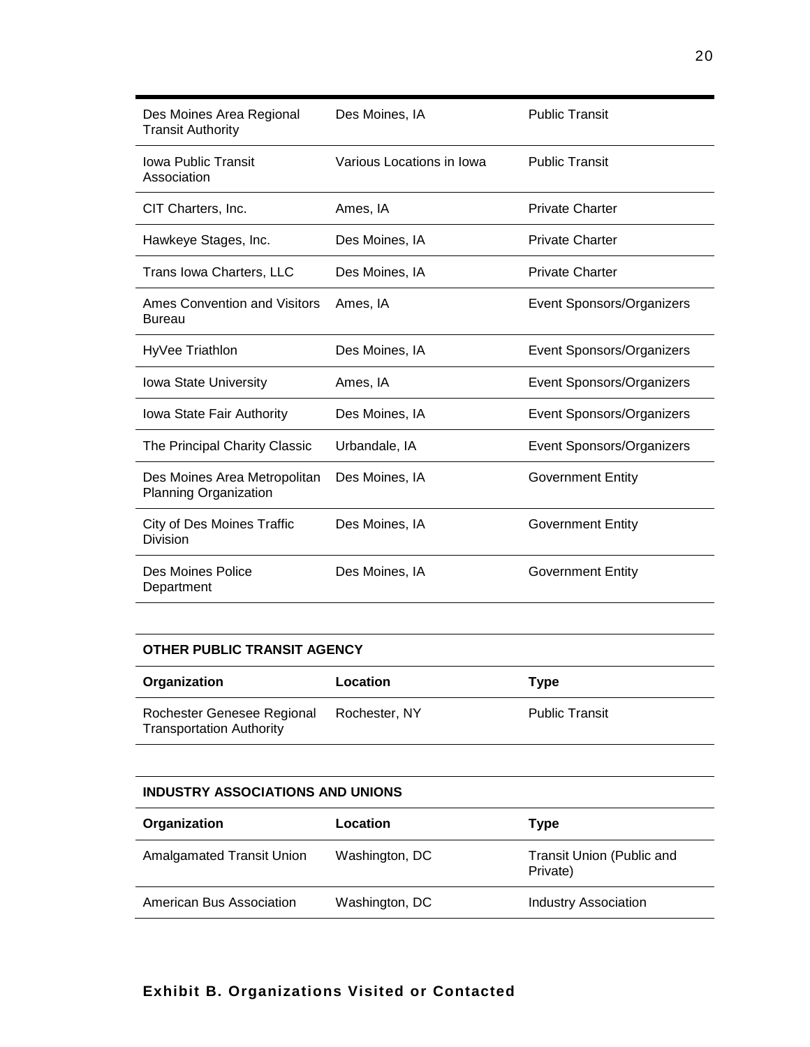| Organization | Location | Type |
|---|---|---|
| Des Moines Area Regional Transit Authority | Des Moines, IA | Public Transit |
| Iowa Public Transit Association | Various Locations in Iowa | Public Transit |
| CIT Charters, Inc. | Ames, IA | Private Charter |
| Hawkeye Stages, Inc. | Des Moines, IA | Private Charter |
| Trans Iowa Charters, LLC | Des Moines, IA | Private Charter |
| Ames Convention and Visitors Bureau | Ames, IA | Event Sponsors/Organizers |
| HyVee Triathlon | Des Moines, IA | Event Sponsors/Organizers |
| Iowa State University | Ames, IA | Event Sponsors/Organizers |
| Iowa State Fair Authority | Des Moines, IA | Event Sponsors/Organizers |
| The Principal Charity Classic | Urbandale, IA | Event Sponsors/Organizers |
| Des Moines Area Metropolitan Planning Organization | Des Moines, IA | Government Entity |
| City of Des Moines Traffic Division | Des Moines, IA | Government Entity |
| Des Moines Police Department | Des Moines, IA | Government Entity |

**OTHER PUBLIC TRANSIT AGENCY**

| Organization | Location | Type |
|---|---|---|
| Rochester Genesee Regional Transportation Authority | Rochester, NY | Public Transit |

**INDUSTRY ASSOCIATIONS AND UNIONS**

| Organization | Location | Type |
|---|---|---|
| Amalgamated Transit Union | Washington, DC | Transit Union (Public and Private) |
| American Bus Association | Washington, DC | Industry Association |

**Exhibit B. Organizations Visited or Contacted**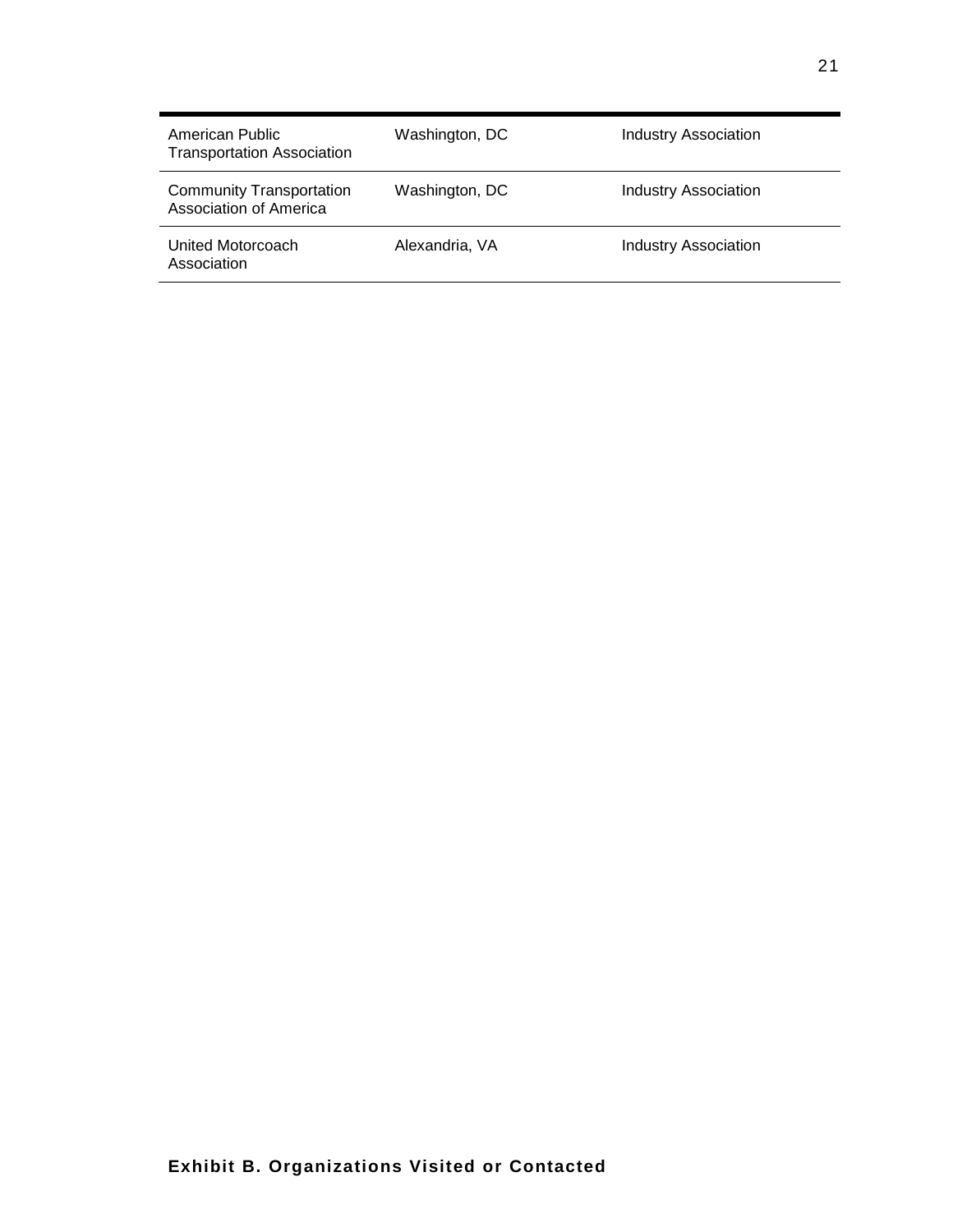| | | |
|---|---|---|
| American Public Transportation Association | Washington, DC | Industry Association |
| Community Transportation Association of America | Washington, DC | Industry Association |
| United Motorcoach Association | Alexandria, VA | Industry Association |

**Exhibit B. Organizations Visited or Contacted**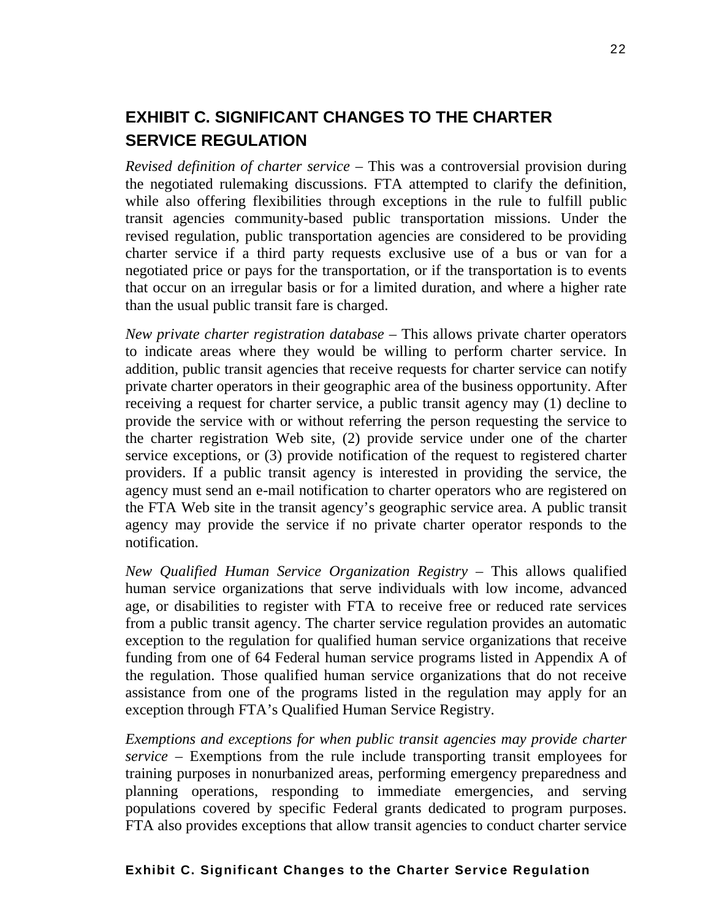## EXHIBIT C. SIGNIFICANT CHANGES TO THE CHARTER SERVICE REGULATION

*Revised definition of charter service* – This was a controversial provision during the negotiated rulemaking discussions. FTA attempted to clarify the definition, while also offering flexibilities through exceptions in the rule to fulfill public transit agencies community-based public transportation missions. Under the revised regulation, public transportation agencies are considered to be providing charter service if a third party requests exclusive use of a bus or van for a negotiated price or pays for the transportation, or if the transportation is to events that occur on an irregular basis or for a limited duration, and where a higher rate than the usual public transit fare is charged.

*New private charter registration database* – This allows private charter operators to indicate areas where they would be willing to perform charter service. In addition, public transit agencies that receive requests for charter service can notify private charter operators in their geographic area of the business opportunity. After receiving a request for charter service, a public transit agency may (1) decline to provide the service with or without referring the person requesting the service to the charter registration Web site, (2) provide service under one of the charter service exceptions, or (3) provide notification of the request to registered charter providers. If a public transit agency is interested in providing the service, the agency must send an e-mail notification to charter operators who are registered on the FTA Web site in the transit agency's geographic service area. A public transit agency may provide the service if no private charter operator responds to the notification.

*New Qualified Human Service Organization Registry* – This allows qualified human service organizations that serve individuals with low income, advanced age, or disabilities to register with FTA to receive free or reduced rate services from a public transit agency. The charter service regulation provides an automatic exception to the regulation for qualified human service organizations that receive funding from one of 64 Federal human service programs listed in Appendix A of the regulation. Those qualified human service organizations that do not receive assistance from one of the programs listed in the regulation may apply for an exception through FTA's Qualified Human Service Registry.

*Exemptions and exceptions for when public transit agencies may provide charter service* – Exemptions from the rule include transporting transit employees for training purposes in nonurbanized areas, performing emergency preparedness and planning operations, responding to immediate emergencies, and serving populations covered by specific Federal grants dedicated to program purposes. FTA also provides exceptions that allow transit agencies to conduct charter service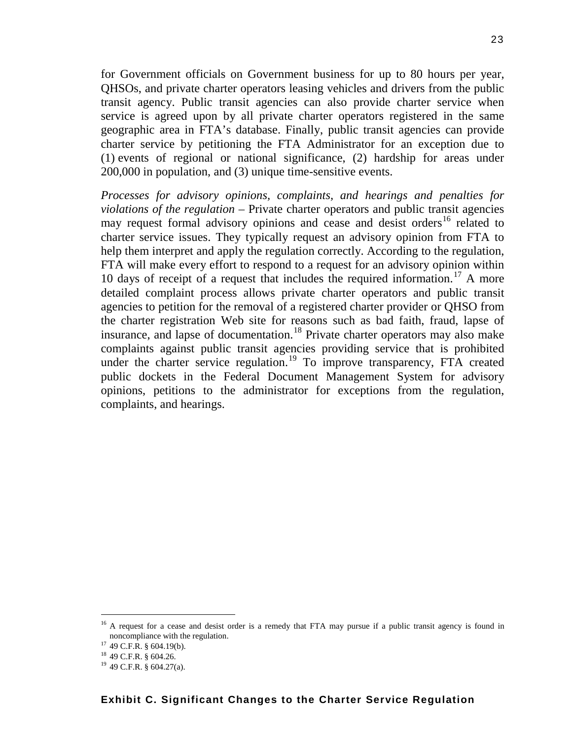for Government officials on Government business for up to 80 hours per year, QHSOs, and private charter operators leasing vehicles and drivers from the public transit agency. Public transit agencies can also provide charter service when service is agreed upon by all private charter operators registered in the same geographic area in FTA's database. Finally, public transit agencies can provide charter service by petitioning the FTA Administrator for an exception due to (1) events of regional or national significance, (2) hardship for areas under 200,000 in population, and (3) unique time-sensitive events.

*Processes for advisory opinions, complaints, and hearings and penalties for violations of the regulation* – Private charter operators and public transit agencies may request formal advisory opinions and cease and desist orders[16] related to charter service issues. They typically request an advisory opinion from FTA to help them interpret and apply the regulation correctly. According to the regulation, FTA will make every effort to respond to a request for an advisory opinion within 10 days of receipt of a request that includes the required information.[17] A more detailed complaint process allows private charter operators and public transit agencies to petition for the removal of a registered charter provider or QHSO from the charter registration Web site for reasons such as bad faith, fraud, lapse of insurance, and lapse of documentation.[18] Private charter operators may also make complaints against public transit agencies providing service that is prohibited under the charter service regulation.[19] To improve transparency, FTA created public dockets in the Federal Document Management System for advisory opinions, petitions to the administrator for exceptions from the regulation, complaints, and hearings.

---

[16] A request for a cease and desist order is a remedy that FTA may pursue if a public transit agency is found in noncompliance with the regulation.

[17] 49 C.F.R. § 604.19(b).

[18] 49 C.F.R. § 604.26.

[19] 49 C.F.R. § 604.27(a).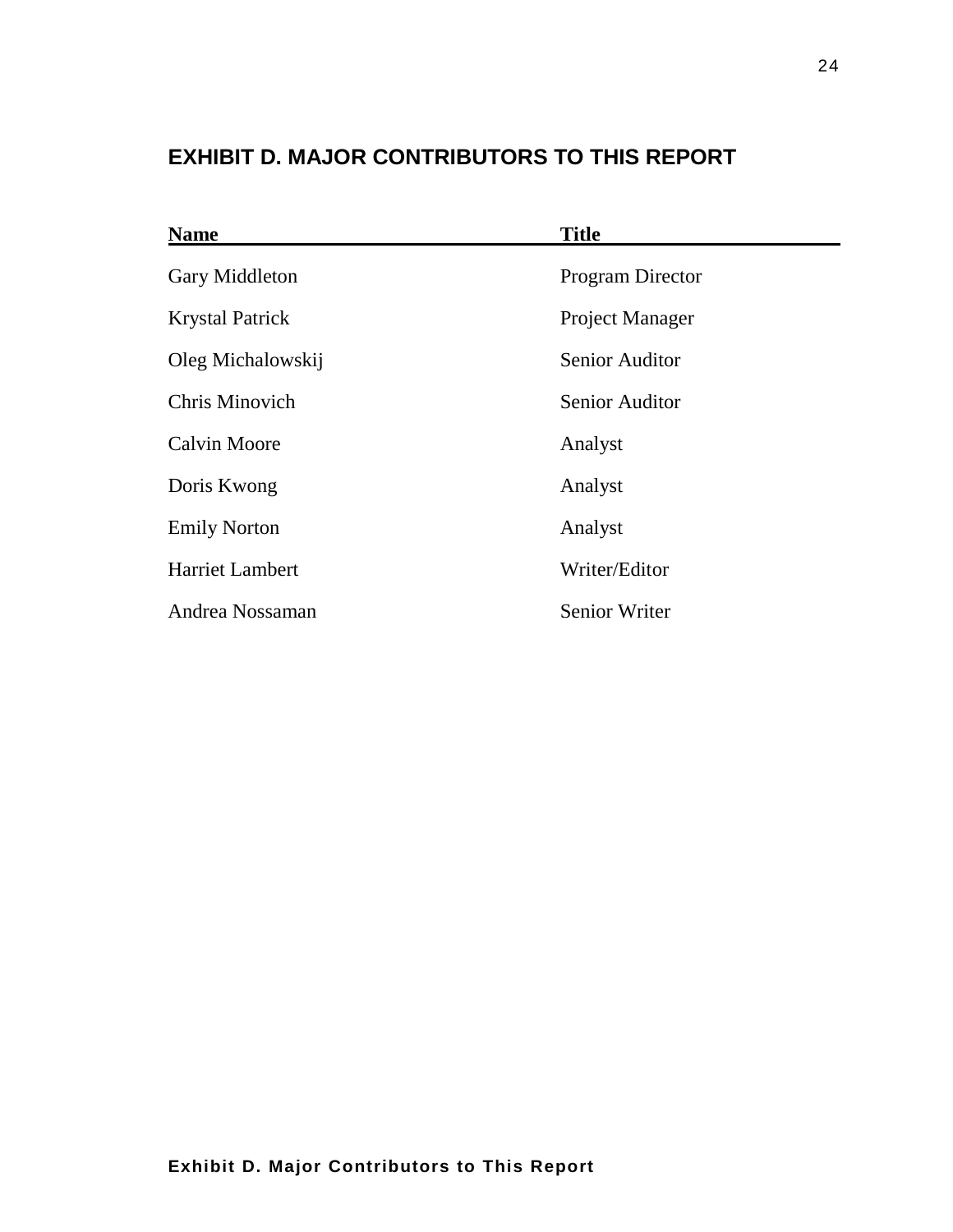## EXHIBIT D. MAJOR CONTRIBUTORS TO THIS REPORT

| Name | Title |
|---|---|
| Gary Middleton | Program Director |
| Krystal Patrick | Project Manager |
| Oleg Michalowskij | Senior Auditor |
| Chris Minovich | Senior Auditor |
| Calvin Moore | Analyst |
| Doris Kwong | Analyst |
| Emily Norton | Analyst |
| Harriet Lambert | Writer/Editor |
| Andrea Nossaman | Senior Writer |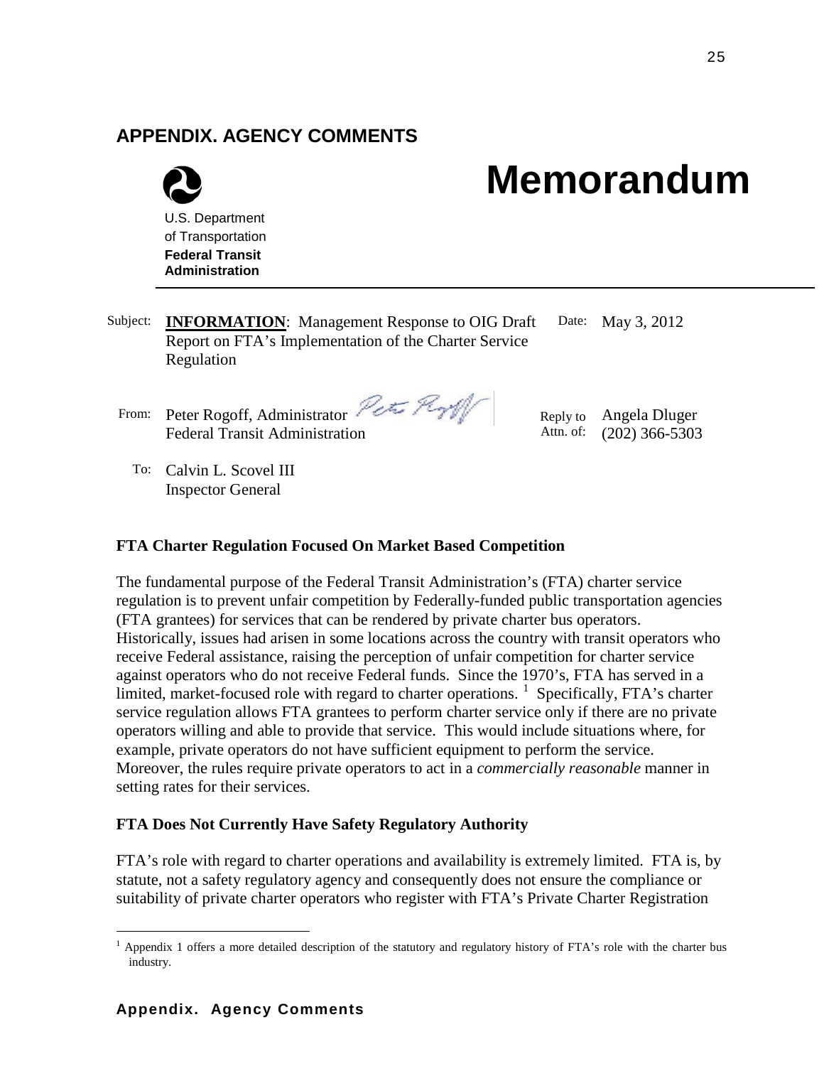## APPENDIX. AGENCY COMMENTS

U.S. Department of Transportation
**Federal Transit Administration**

# Memorandum

Subject: **INFORMATION**: Management Response to OIG Draft Report on FTA's Implementation of the Charter Service Regulation

Date: May 3, 2012

From: Peter Rogoff, Administrator
Federal Transit Administration

Reply to Attn. of: Angela Dluger (202) 366-5303

To: Calvin L. Scovel III
Inspector General

**FTA Charter Regulation Focused On Market Based Competition**

The fundamental purpose of the Federal Transit Administration's (FTA) charter service regulation is to prevent unfair competition by Federally-funded public transportation agencies (FTA grantees) for services that can be rendered by private charter bus operators. Historically, issues had arisen in some locations across the country with transit operators who receive Federal assistance, raising the perception of unfair competition for charter service against operators who do not receive Federal funds. Since the 1970's, FTA has served in a limited, market-focused role with regard to charter operations. [1] Specifically, FTA's charter service regulation allows FTA grantees to perform charter service only if there are no private operators willing and able to provide that service. This would include situations where, for example, private operators do not have sufficient equipment to perform the service. Moreover, the rules require private operators to act in a *commercially reasonable* manner in setting rates for their services.

**FTA Does Not Currently Have Safety Regulatory Authority**

FTA's role with regard to charter operations and availability is extremely limited. FTA is, by statute, not a safety regulatory agency and consequently does not ensure the compliance or suitability of private charter operators who register with FTA's Private Charter Registration

[1] Appendix 1 offers a more detailed description of the statutory and regulatory history of FTA's role with the charter bus industry.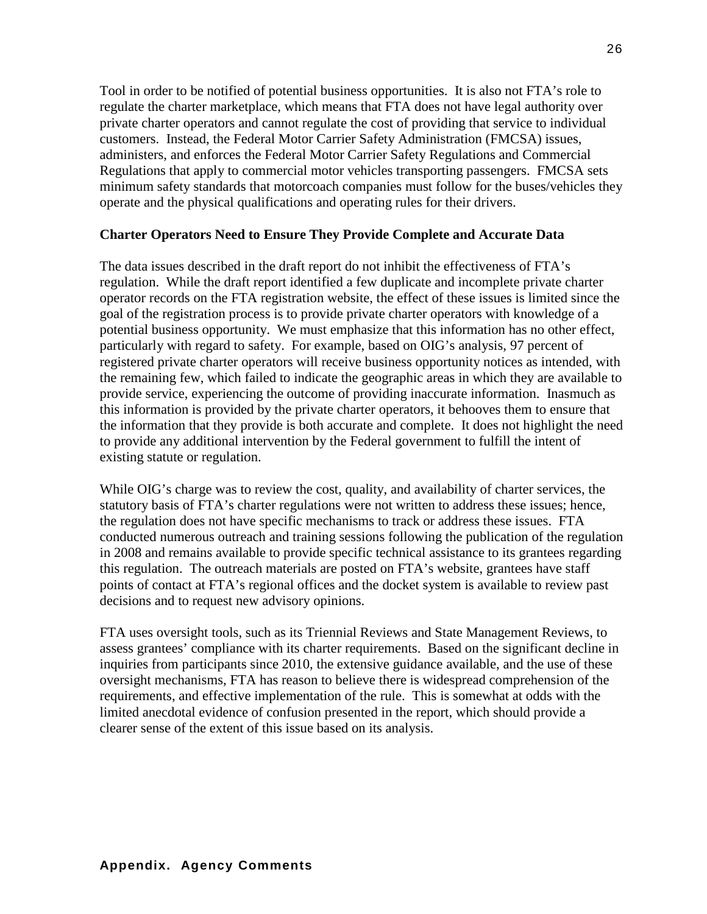Tool in order to be notified of potential business opportunities. It is also not FTA's role to regulate the charter marketplace, which means that FTA does not have legal authority over private charter operators and cannot regulate the cost of providing that service to individual customers. Instead, the Federal Motor Carrier Safety Administration (FMCSA) issues, administers, and enforces the Federal Motor Carrier Safety Regulations and Commercial Regulations that apply to commercial motor vehicles transporting passengers. FMCSA sets minimum safety standards that motorcoach companies must follow for the buses/vehicles they operate and the physical qualifications and operating rules for their drivers.

**Charter Operators Need to Ensure They Provide Complete and Accurate Data**

The data issues described in the draft report do not inhibit the effectiveness of FTA's regulation. While the draft report identified a few duplicate and incomplete private charter operator records on the FTA registration website, the effect of these issues is limited since the goal of the registration process is to provide private charter operators with knowledge of a potential business opportunity. We must emphasize that this information has no other effect, particularly with regard to safety. For example, based on OIG's analysis, 97 percent of registered private charter operators will receive business opportunity notices as intended, with the remaining few, which failed to indicate the geographic areas in which they are available to provide service, experiencing the outcome of providing inaccurate information. Inasmuch as this information is provided by the private charter operators, it behooves them to ensure that the information that they provide is both accurate and complete. It does not highlight the need to provide any additional intervention by the Federal government to fulfill the intent of existing statute or regulation.

While OIG's charge was to review the cost, quality, and availability of charter services, the statutory basis of FTA's charter regulations were not written to address these issues; hence, the regulation does not have specific mechanisms to track or address these issues. FTA conducted numerous outreach and training sessions following the publication of the regulation in 2008 and remains available to provide specific technical assistance to its grantees regarding this regulation. The outreach materials are posted on FTA's website, grantees have staff points of contact at FTA's regional offices and the docket system is available to review past decisions and to request new advisory opinions.

FTA uses oversight tools, such as its Triennial Reviews and State Management Reviews, to assess grantees' compliance with its charter requirements. Based on the significant decline in inquiries from participants since 2010, the extensive guidance available, and the use of these oversight mechanisms, FTA has reason to believe there is widespread comprehension of the requirements, and effective implementation of the rule. This is somewhat at odds with the limited anecdotal evidence of confusion presented in the report, which should provide a clearer sense of the extent of this issue based on its analysis.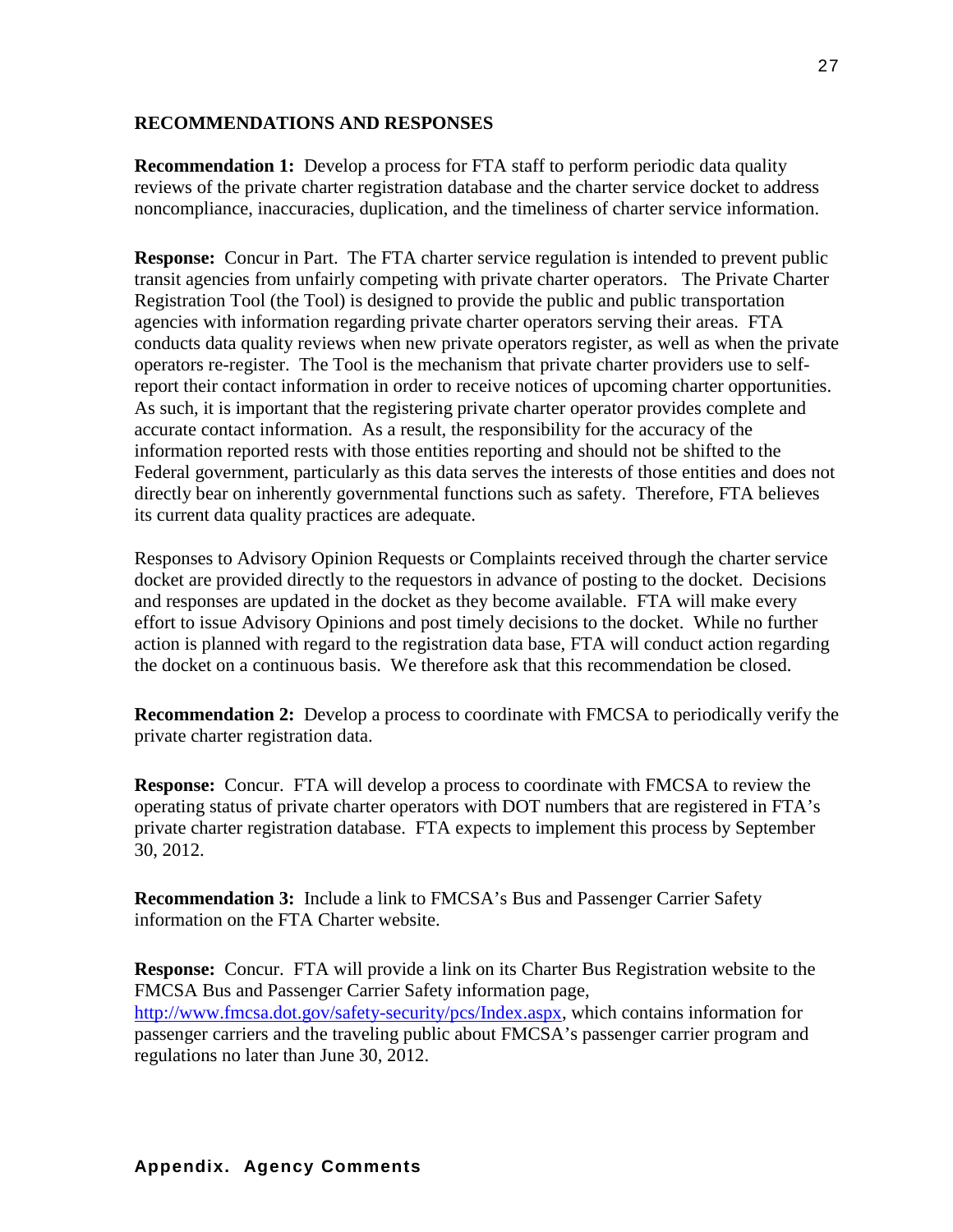## RECOMMENDATIONS AND RESPONSES

**Recommendation 1:** Develop a process for FTA staff to perform periodic data quality reviews of the private charter registration database and the charter service docket to address noncompliance, inaccuracies, duplication, and the timeliness of charter service information.

**Response:** Concur in Part. The FTA charter service regulation is intended to prevent public transit agencies from unfairly competing with private charter operators. The Private Charter Registration Tool (the Tool) is designed to provide the public and public transportation agencies with information regarding private charter operators serving their areas. FTA conducts data quality reviews when new private operators register, as well as when the private operators re-register. The Tool is the mechanism that private charter providers use to self-report their contact information in order to receive notices of upcoming charter opportunities. As such, it is important that the registering private charter operator provides complete and accurate contact information. As a result, the responsibility for the accuracy of the information reported rests with those entities reporting and should not be shifted to the Federal government, particularly as this data serves the interests of those entities and does not directly bear on inherently governmental functions such as safety. Therefore, FTA believes its current data quality practices are adequate.

Responses to Advisory Opinion Requests or Complaints received through the charter service docket are provided directly to the requestors in advance of posting to the docket. Decisions and responses are updated in the docket as they become available. FTA will make every effort to issue Advisory Opinions and post timely decisions to the docket. While no further action is planned with regard to the registration data base, FTA will conduct action regarding the docket on a continuous basis. We therefore ask that this recommendation be closed.

**Recommendation 2:** Develop a process to coordinate with FMCSA to periodically verify the private charter registration data.

**Response:** Concur. FTA will develop a process to coordinate with FMCSA to review the operating status of private charter operators with DOT numbers that are registered in FTA's private charter registration database. FTA expects to implement this process by September 30, 2012.

**Recommendation 3:** Include a link to FMCSA's Bus and Passenger Carrier Safety information on the FTA Charter website.

**Response:** Concur. FTA will provide a link on its Charter Bus Registration website to the FMCSA Bus and Passenger Carrier Safety information page, http://www.fmcsa.dot.gov/safety-security/pcs/Index.aspx, which contains information for passenger carriers and the traveling public about FMCSA's passenger carrier program and regulations no later than June 30, 2012.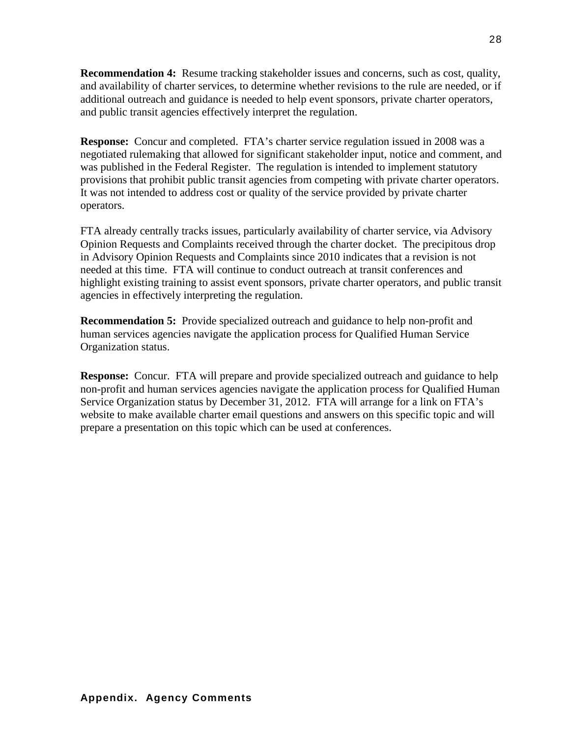**Recommendation 4:** Resume tracking stakeholder issues and concerns, such as cost, quality, and availability of charter services, to determine whether revisions to the rule are needed, or if additional outreach and guidance is needed to help event sponsors, private charter operators, and public transit agencies effectively interpret the regulation.

**Response:** Concur and completed. FTA's charter service regulation issued in 2008 was a negotiated rulemaking that allowed for significant stakeholder input, notice and comment, and was published in the Federal Register. The regulation is intended to implement statutory provisions that prohibit public transit agencies from competing with private charter operators. It was not intended to address cost or quality of the service provided by private charter operators.

FTA already centrally tracks issues, particularly availability of charter service, via Advisory Opinion Requests and Complaints received through the charter docket. The precipitous drop in Advisory Opinion Requests and Complaints since 2010 indicates that a revision is not needed at this time. FTA will continue to conduct outreach at transit conferences and highlight existing training to assist event sponsors, private charter operators, and public transit agencies in effectively interpreting the regulation.

**Recommendation 5:** Provide specialized outreach and guidance to help non-profit and human services agencies navigate the application process for Qualified Human Service Organization status.

**Response:** Concur. FTA will prepare and provide specialized outreach and guidance to help non-profit and human services agencies navigate the application process for Qualified Human Service Organization status by December 31, 2012. FTA will arrange for a link on FTA's website to make available charter email questions and answers on this specific topic and will prepare a presentation on this topic which can be used at conferences.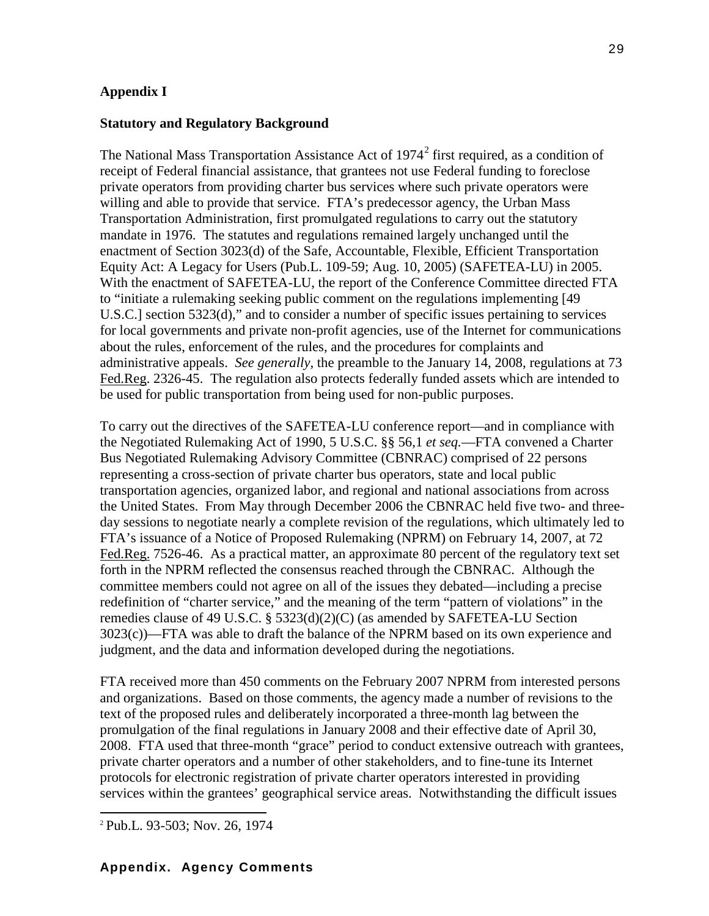## Appendix I

### Statutory and Regulatory Background

The National Mass Transportation Assistance Act of 1974[2] first required, as a condition of receipt of Federal financial assistance, that grantees not use Federal funding to foreclose private operators from providing charter bus services where such private operators were willing and able to provide that service. FTA's predecessor agency, the Urban Mass Transportation Administration, first promulgated regulations to carry out the statutory mandate in 1976. The statutes and regulations remained largely unchanged until the enactment of Section 3023(d) of the Safe, Accountable, Flexible, Efficient Transportation Equity Act: A Legacy for Users (Pub.L. 109-59; Aug. 10, 2005) (SAFETEA-LU) in 2005. With the enactment of SAFETEA-LU, the report of the Conference Committee directed FTA to "initiate a rulemaking seeking public comment on the regulations implementing [49 U.S.C.] section 5323(d)," and to consider a number of specific issues pertaining to services for local governments and private non-profit agencies, use of the Internet for communications about the rules, enforcement of the rules, and the procedures for complaints and administrative appeals. *See generally*, the preamble to the January 14, 2008, regulations at 73 Fed.Reg. 2326-45. The regulation also protects federally funded assets which are intended to be used for public transportation from being used for non-public purposes.

To carry out the directives of the SAFETEA-LU conference report—and in compliance with the Negotiated Rulemaking Act of 1990, 5 U.S.C. §§ 56,1 *et seq.*—FTA convened a Charter Bus Negotiated Rulemaking Advisory Committee (CBNRAC) comprised of 22 persons representing a cross-section of private charter bus operators, state and local public transportation agencies, organized labor, and regional and national associations from across the United States. From May through December 2006 the CBNRAC held five two- and three-day sessions to negotiate nearly a complete revision of the regulations, which ultimately led to FTA's issuance of a Notice of Proposed Rulemaking (NPRM) on February 14, 2007, at 72 Fed.Reg. 7526-46. As a practical matter, an approximate 80 percent of the regulatory text set forth in the NPRM reflected the consensus reached through the CBNRAC. Although the committee members could not agree on all of the issues they debated—including a precise redefinition of "charter service," and the meaning of the term "pattern of violations" in the remedies clause of 49 U.S.C. § 5323(d)(2)(C) (as amended by SAFETEA-LU Section 3023(c))—FTA was able to draft the balance of the NPRM based on its own experience and judgment, and the data and information developed during the negotiations.

FTA received more than 450 comments on the February 2007 NPRM from interested persons and organizations. Based on those comments, the agency made a number of revisions to the text of the proposed rules and deliberately incorporated a three-month lag between the promulgation of the final regulations in January 2008 and their effective date of April 30, 2008. FTA used that three-month "grace" period to conduct extensive outreach with grantees, private charter operators and a number of other stakeholders, and to fine-tune its Internet protocols for electronic registration of private charter operators interested in providing services within the grantees' geographical service areas. Notwithstanding the difficult issues

[2] Pub.L. 93-503; Nov. 26, 1974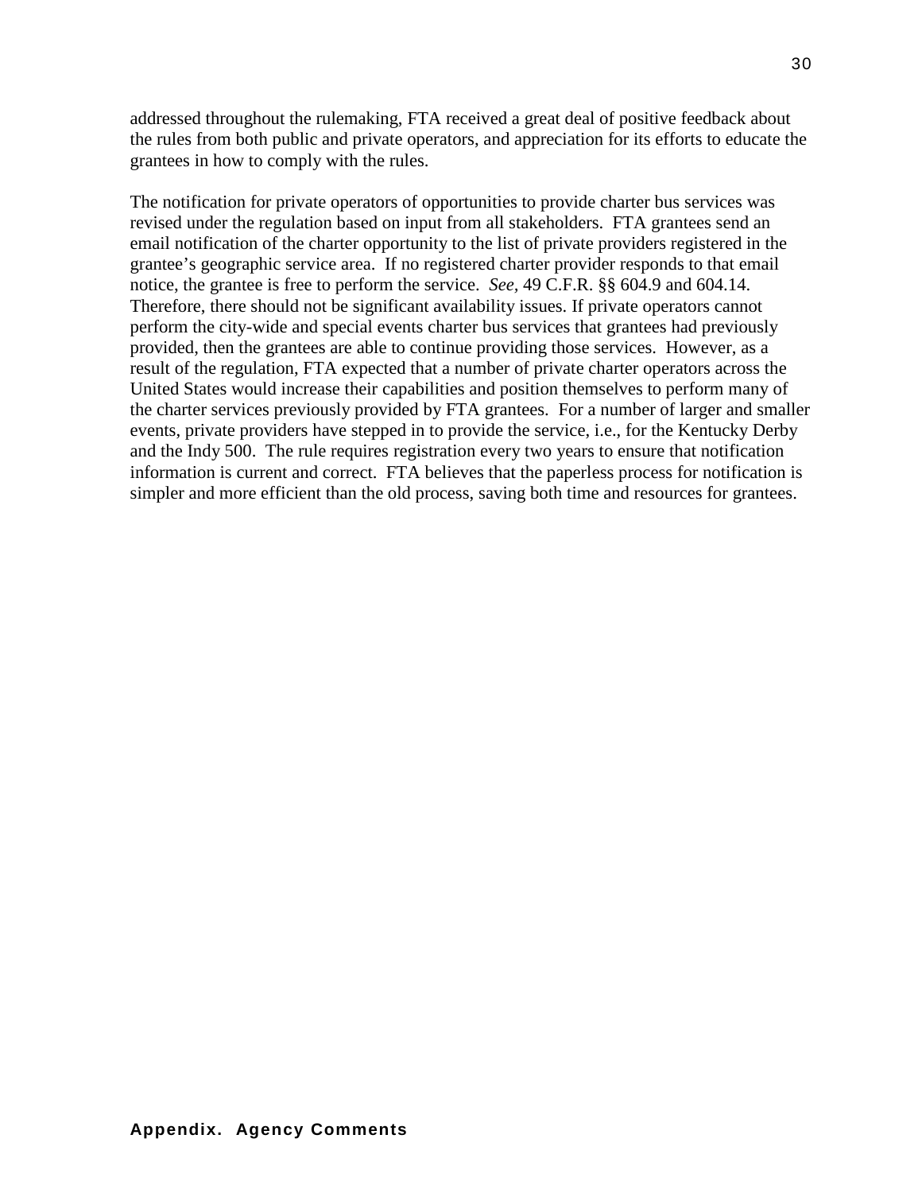addressed throughout the rulemaking, FTA received a great deal of positive feedback about the rules from both public and private operators, and appreciation for its efforts to educate the grantees in how to comply with the rules.

The notification for private operators of opportunities to provide charter bus services was revised under the regulation based on input from all stakeholders. FTA grantees send an email notification of the charter opportunity to the list of private providers registered in the grantee's geographic service area. If no registered charter provider responds to that email notice, the grantee is free to perform the service. *See,* 49 C.F.R. §§ 604.9 and 604.14. Therefore, there should not be significant availability issues. If private operators cannot perform the city-wide and special events charter bus services that grantees had previously provided, then the grantees are able to continue providing those services. However, as a result of the regulation, FTA expected that a number of private charter operators across the United States would increase their capabilities and position themselves to perform many of the charter services previously provided by FTA grantees. For a number of larger and smaller events, private providers have stepped in to provide the service, i.e., for the Kentucky Derby and the Indy 500. The rule requires registration every two years to ensure that notification information is current and correct. FTA believes that the paperless process for notification is simpler and more efficient than the old process, saving both time and resources for grantees.